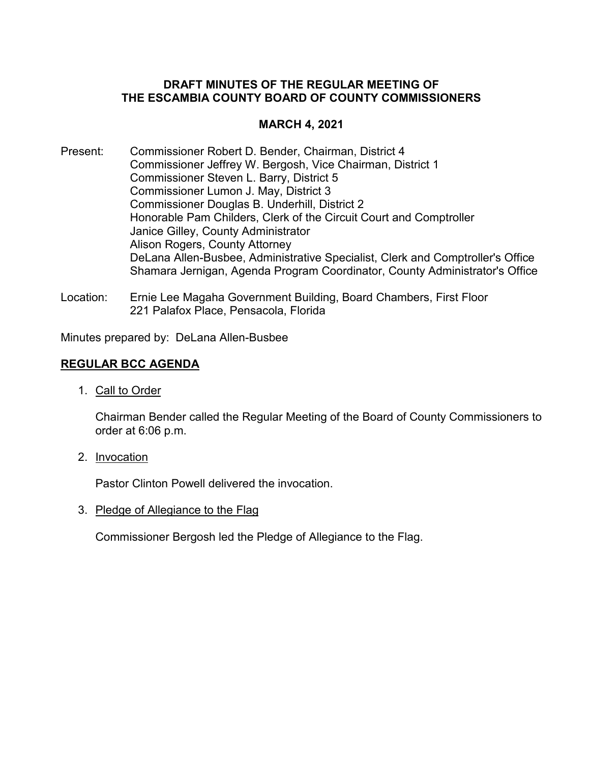# DRAFT MINUTES OF THE REGULAR MEETING OF THE ESCAMBIA COUNTY BOARD OF COUNTY COMMISSIONERS

## MARCH 4, 2021

Present: Commissioner Robert D. Bender, Chairman, District 4
Commissioner Jeffrey W. Bergosh, Vice Chairman, District 1
Commissioner Steven L. Barry, District 5
Commissioner Lumon J. May, District 3
Commissioner Douglas B. Underhill, District 2
Honorable Pam Childers, Clerk of the Circuit Court and Comptroller
Janice Gilley, County Administrator
Alison Rogers, County Attorney
DeLana Allen-Busbee, Administrative Specialist, Clerk and Comptroller's Office
Shamara Jernigan, Agenda Program Coordinator, County Administrator's Office

Location: Ernie Lee Magaha Government Building, Board Chambers, First Floor
221 Palafox Place, Pensacola, Florida

Minutes prepared by: DeLana Allen-Busbee

## REGULAR BCC AGENDA

1. Call to Order

   Chairman Bender called the Regular Meeting of the Board of County Commissioners to order at 6:06 p.m.

2. Invocation

   Pastor Clinton Powell delivered the invocation.

3. Pledge of Allegiance to the Flag

   Commissioner Bergosh led the Pledge of Allegiance to the Flag.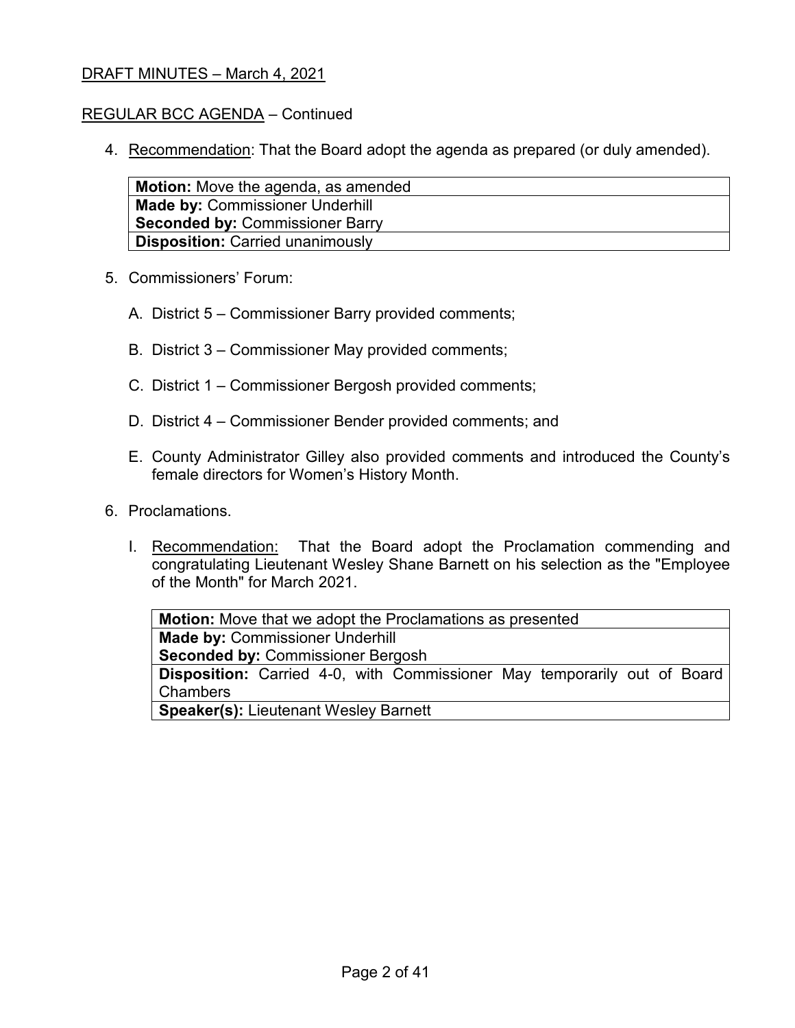DRAFT MINUTES – March 4, 2021

REGULAR BCC AGENDA – Continued

4. Recommendation: That the Board adopt the agenda as prepared (or duly amended).

| **Motion:** Move the agenda, as amended |
|---|
| **Made by:** Commissioner Underhill<br>**Seconded by:** Commissioner Barry |
| **Disposition:** Carried unanimously |

5. Commissioners' Forum:

   A. District 5 – Commissioner Barry provided comments;

   B. District 3 – Commissioner May provided comments;

   C. District 1 – Commissioner Bergosh provided comments;

   D. District 4 – Commissioner Bender provided comments; and

   E. County Administrator Gilley also provided comments and introduced the County's female directors for Women's History Month.

6. Proclamations.

   I. Recommendation: That the Board adopt the Proclamation commending and congratulating Lieutenant Wesley Shane Barnett on his selection as the "Employee of the Month" for March 2021.

| **Motion:** Move that we adopt the Proclamations as presented |
|---|
| **Made by:** Commissioner Underhill<br>**Seconded by:** Commissioner Bergosh |
| **Disposition:** Carried 4-0, with Commissioner May temporarily out of Board Chambers |
| **Speaker(s):** Lieutenant Wesley Barnett |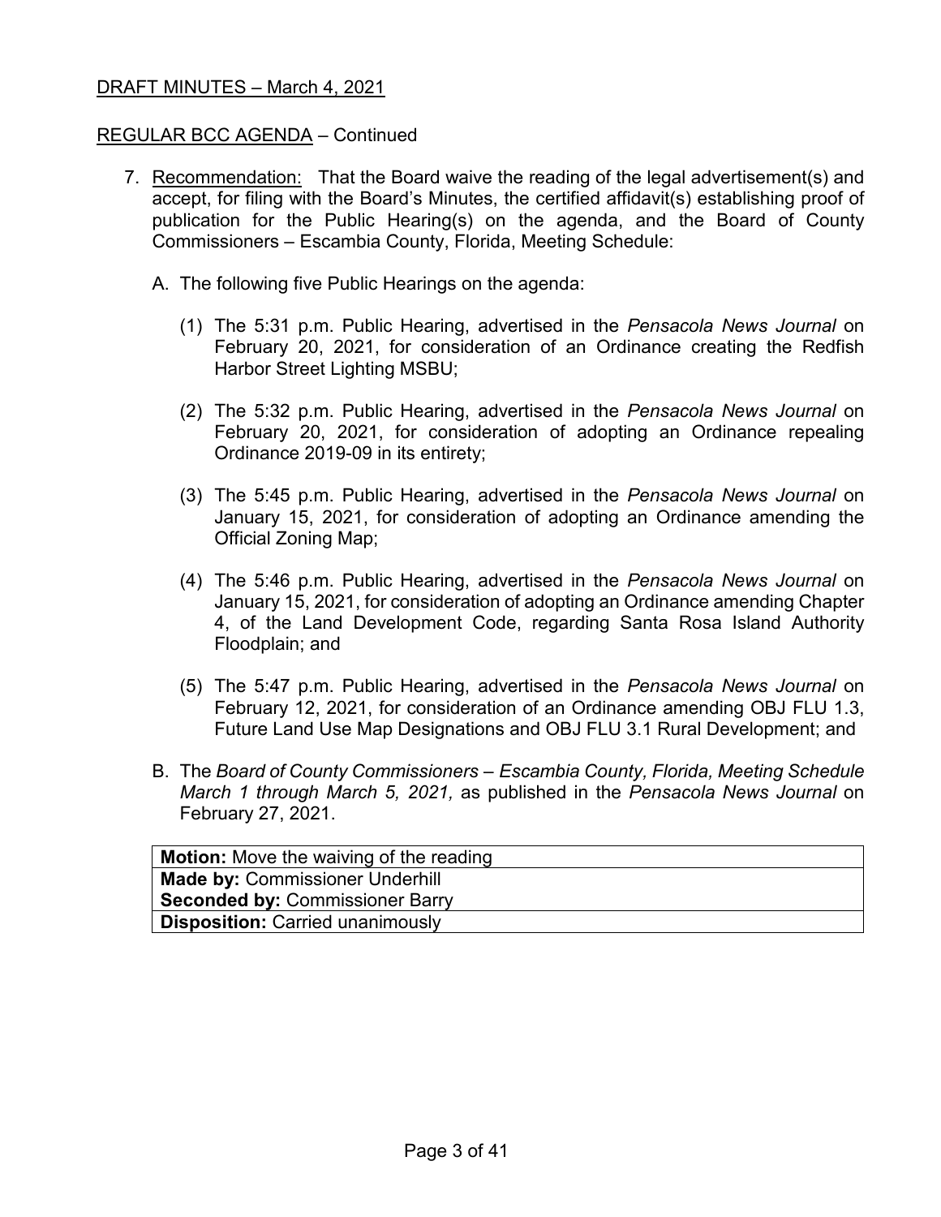DRAFT MINUTES – March 4, 2021

REGULAR BCC AGENDA – Continued

7. Recommendation: That the Board waive the reading of the legal advertisement(s) and accept, for filing with the Board's Minutes, the certified affidavit(s) establishing proof of publication for the Public Hearing(s) on the agenda, and the Board of County Commissioners – Escambia County, Florida, Meeting Schedule:

   A. The following five Public Hearings on the agenda:

      (1) The 5:31 p.m. Public Hearing, advertised in the *Pensacola News Journal* on February 20, 2021, for consideration of an Ordinance creating the Redfish Harbor Street Lighting MSBU;

      (2) The 5:32 p.m. Public Hearing, advertised in the *Pensacola News Journal* on February 20, 2021, for consideration of adopting an Ordinance repealing Ordinance 2019-09 in its entirety;

      (3) The 5:45 p.m. Public Hearing, advertised in the *Pensacola News Journal* on January 15, 2021, for consideration of adopting an Ordinance amending the Official Zoning Map;

      (4) The 5:46 p.m. Public Hearing, advertised in the *Pensacola News Journal* on January 15, 2021, for consideration of adopting an Ordinance amending Chapter 4, of the Land Development Code, regarding Santa Rosa Island Authority Floodplain; and

      (5) The 5:47 p.m. Public Hearing, advertised in the *Pensacola News Journal* on February 12, 2021, for consideration of an Ordinance amending OBJ FLU 1.3, Future Land Use Map Designations and OBJ FLU 3.1 Rural Development; and

   B. The *Board of County Commissioners – Escambia County, Florida, Meeting Schedule March 1 through March 5, 2021,* as published in the *Pensacola News Journal* on February 27, 2021.

| **Motion:** Move the waiving of the reading |
|---|
| **Made by:** Commissioner Underhill<br>**Seconded by:** Commissioner Barry |
| **Disposition:** Carried unanimously |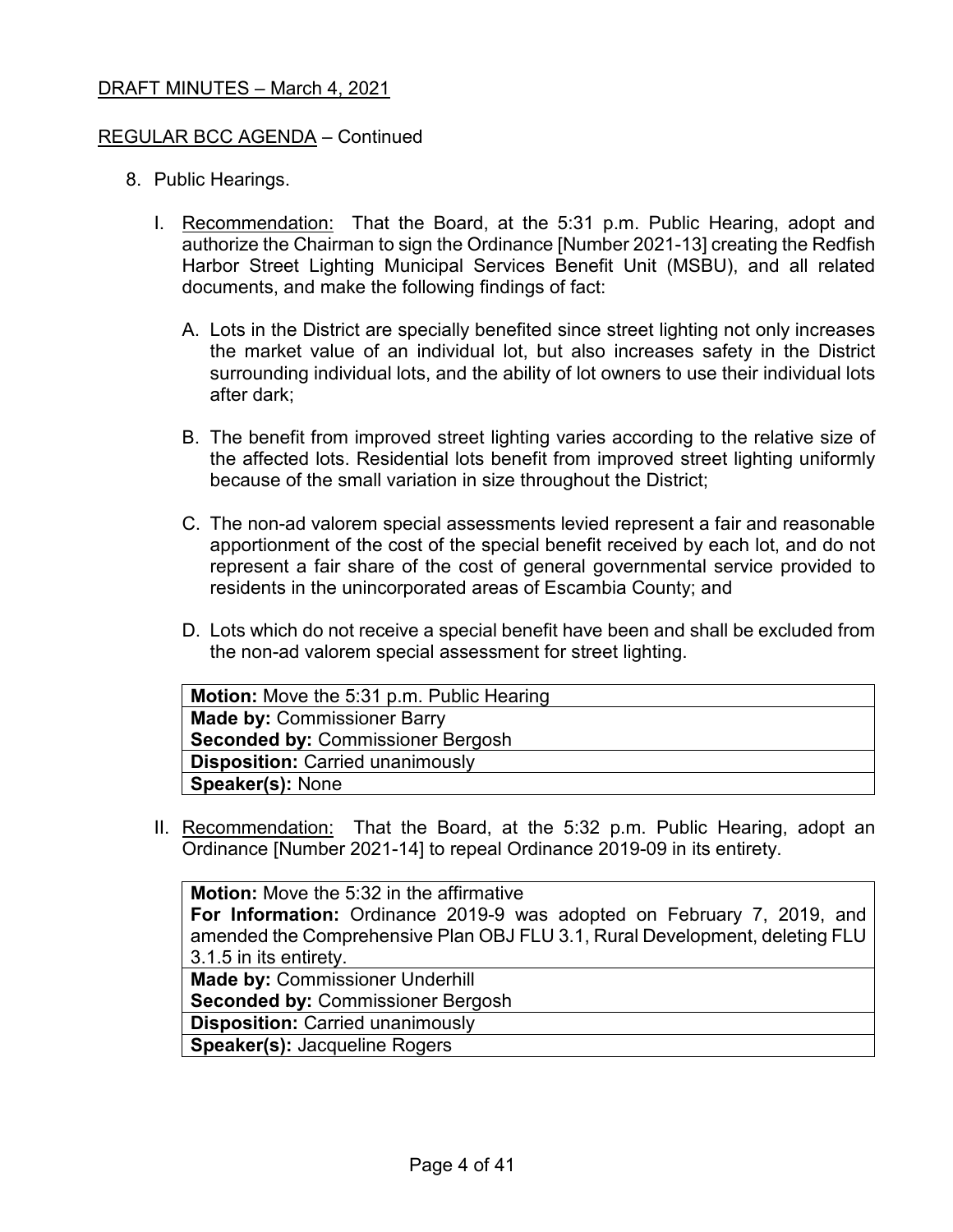DRAFT MINUTES – March 4, 2021

REGULAR BCC AGENDA – Continued

8. Public Hearings.

   I. Recommendation: That the Board, at the 5:31 p.m. Public Hearing, adopt and authorize the Chairman to sign the Ordinance [Number 2021-13] creating the Redfish Harbor Street Lighting Municipal Services Benefit Unit (MSBU), and all related documents, and make the following findings of fact:

      A. Lots in the District are specially benefited since street lighting not only increases the market value of an individual lot, but also increases safety in the District surrounding individual lots, and the ability of lot owners to use their individual lots after dark;

      B. The benefit from improved street lighting varies according to the relative size of the affected lots. Residential lots benefit from improved street lighting uniformly because of the small variation in size throughout the District;

      C. The non-ad valorem special assessments levied represent a fair and reasonable apportionment of the cost of the special benefit received by each lot, and do not represent a fair share of the cost of general governmental service provided to residents in the unincorporated areas of Escambia County; and

      D. Lots which do not receive a special benefit have been and shall be excluded from the non-ad valorem special assessment for street lighting.

| **Motion:** Move the 5:31 p.m. Public Hearing |
|---|
| **Made by:** Commissioner Barry |
| **Seconded by:** Commissioner Bergosh |
| **Disposition:** Carried unanimously |
| **Speaker(s):** None |

   II. Recommendation: That the Board, at the 5:32 p.m. Public Hearing, adopt an Ordinance [Number 2021-14] to repeal Ordinance 2019-09 in its entirety.

| **Motion:** Move the 5:32 in the affirmative<br>**For Information:** Ordinance 2019-9 was adopted on February 7, 2019, and amended the Comprehensive Plan OBJ FLU 3.1, Rural Development, deleting FLU 3.1.5 in its entirety. |
|---|
| **Made by:** Commissioner Underhill<br>**Seconded by:** Commissioner Bergosh |
| **Disposition:** Carried unanimously |
| **Speaker(s):** Jacqueline Rogers |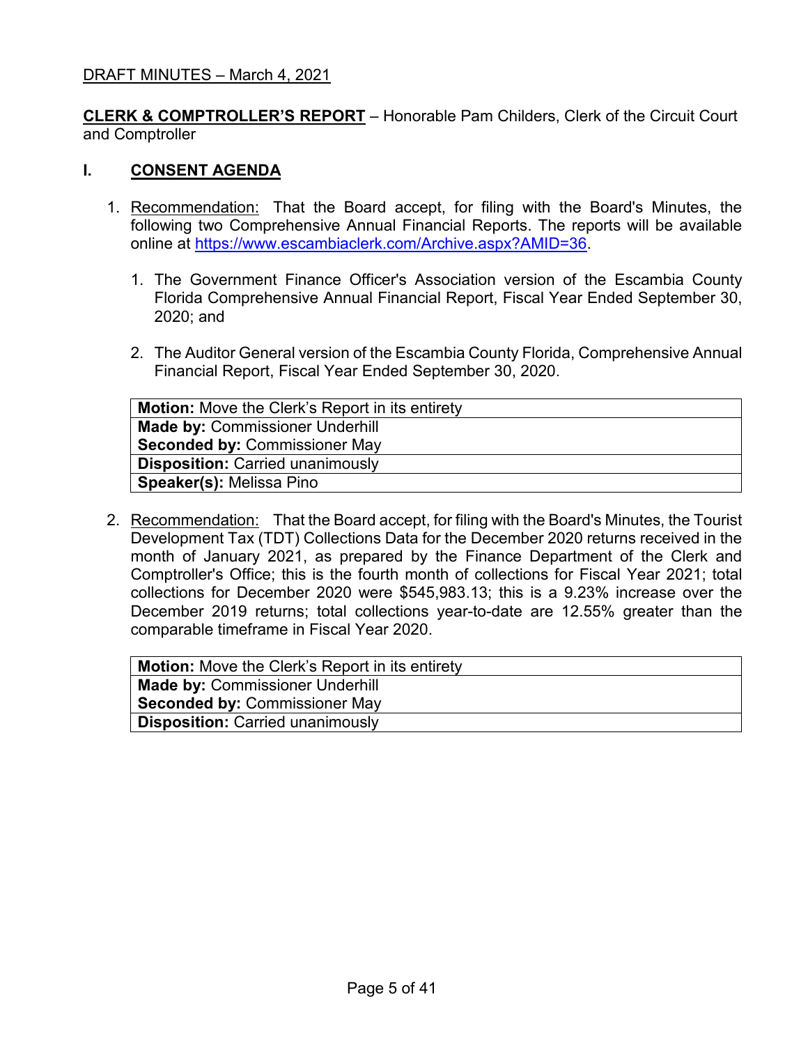DRAFT MINUTES – March 4, 2021

**CLERK & COMPTROLLER'S REPORT** – Honorable Pam Childers, Clerk of the Circuit Court and Comptroller

## I. CONSENT AGENDA

1. Recommendation: That the Board accept, for filing with the Board's Minutes, the following two Comprehensive Annual Financial Reports. The reports will be available online at https://www.escambiaclerk.com/Archive.aspx?AMID=36.

    1. The Government Finance Officer's Association version of the Escambia County Florida Comprehensive Annual Financial Report, Fiscal Year Ended September 30, 2020; and

    2. The Auditor General version of the Escambia County Florida, Comprehensive Annual Financial Report, Fiscal Year Ended September 30, 2020.

| **Motion:** Move the Clerk's Report in its entirety |
|---|
| **Made by:** Commissioner Underhill<br>**Seconded by:** Commissioner May |
| **Disposition:** Carried unanimously |
| **Speaker(s):** Melissa Pino |

2. Recommendation: That the Board accept, for filing with the Board's Minutes, the Tourist Development Tax (TDT) Collections Data for the December 2020 returns received in the month of January 2021, as prepared by the Finance Department of the Clerk and Comptroller's Office; this is the fourth month of collections for Fiscal Year 2021; total collections for December 2020 were $545,983.13; this is a 9.23% increase over the December 2019 returns; total collections year-to-date are 12.55% greater than the comparable timeframe in Fiscal Year 2020.

| **Motion:** Move the Clerk's Report in its entirety |
|---|
| **Made by:** Commissioner Underhill<br>**Seconded by:** Commissioner May |
| **Disposition:** Carried unanimously |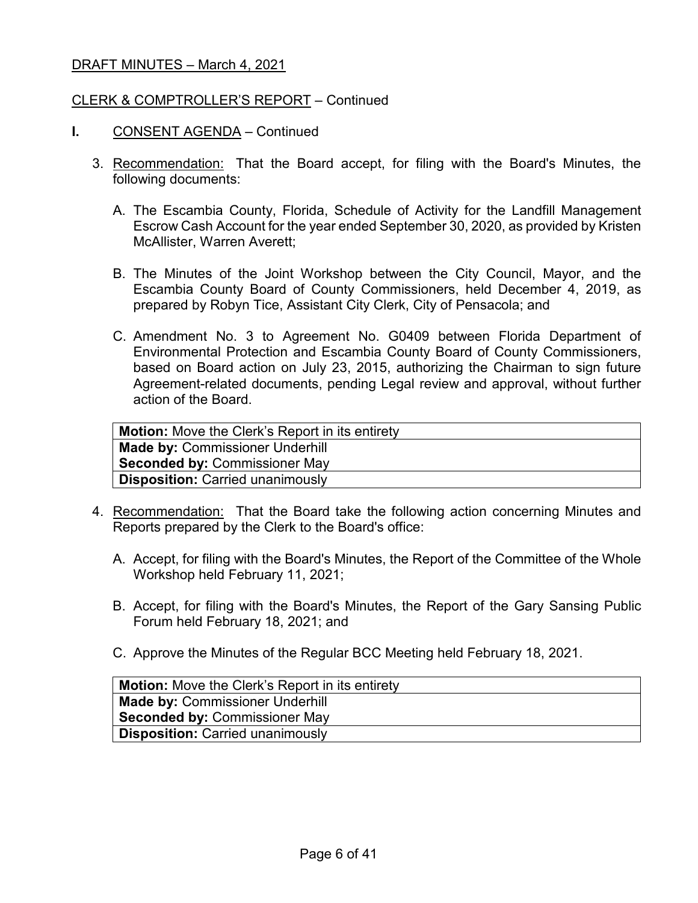DRAFT MINUTES – March 4, 2021

CLERK & COMPTROLLER'S REPORT – Continued

**I.** CONSENT AGENDA – Continued

3. Recommendation: That the Board accept, for filing with the Board's Minutes, the following documents:

   A. The Escambia County, Florida, Schedule of Activity for the Landfill Management Escrow Cash Account for the year ended September 30, 2020, as provided by Kristen McAllister, Warren Averett;

   B. The Minutes of the Joint Workshop between the City Council, Mayor, and the Escambia County Board of County Commissioners, held December 4, 2019, as prepared by Robyn Tice, Assistant City Clerk, City of Pensacola; and

   C. Amendment No. 3 to Agreement No. G0409 between Florida Department of Environmental Protection and Escambia County Board of County Commissioners, based on Board action on July 23, 2015, authorizing the Chairman to sign future Agreement-related documents, pending Legal review and approval, without further action of the Board.

| **Motion:** Move the Clerk's Report in its entirety |
|---|
| **Made by:** Commissioner Underhill<br>**Seconded by:** Commissioner May |
| **Disposition:** Carried unanimously |

4. Recommendation: That the Board take the following action concerning Minutes and Reports prepared by the Clerk to the Board's office:

   A. Accept, for filing with the Board's Minutes, the Report of the Committee of the Whole Workshop held February 11, 2021;

   B. Accept, for filing with the Board's Minutes, the Report of the Gary Sansing Public Forum held February 18, 2021; and

   C. Approve the Minutes of the Regular BCC Meeting held February 18, 2021.

| **Motion:** Move the Clerk's Report in its entirety |
|---|
| **Made by:** Commissioner Underhill<br>**Seconded by:** Commissioner May |
| **Disposition:** Carried unanimously |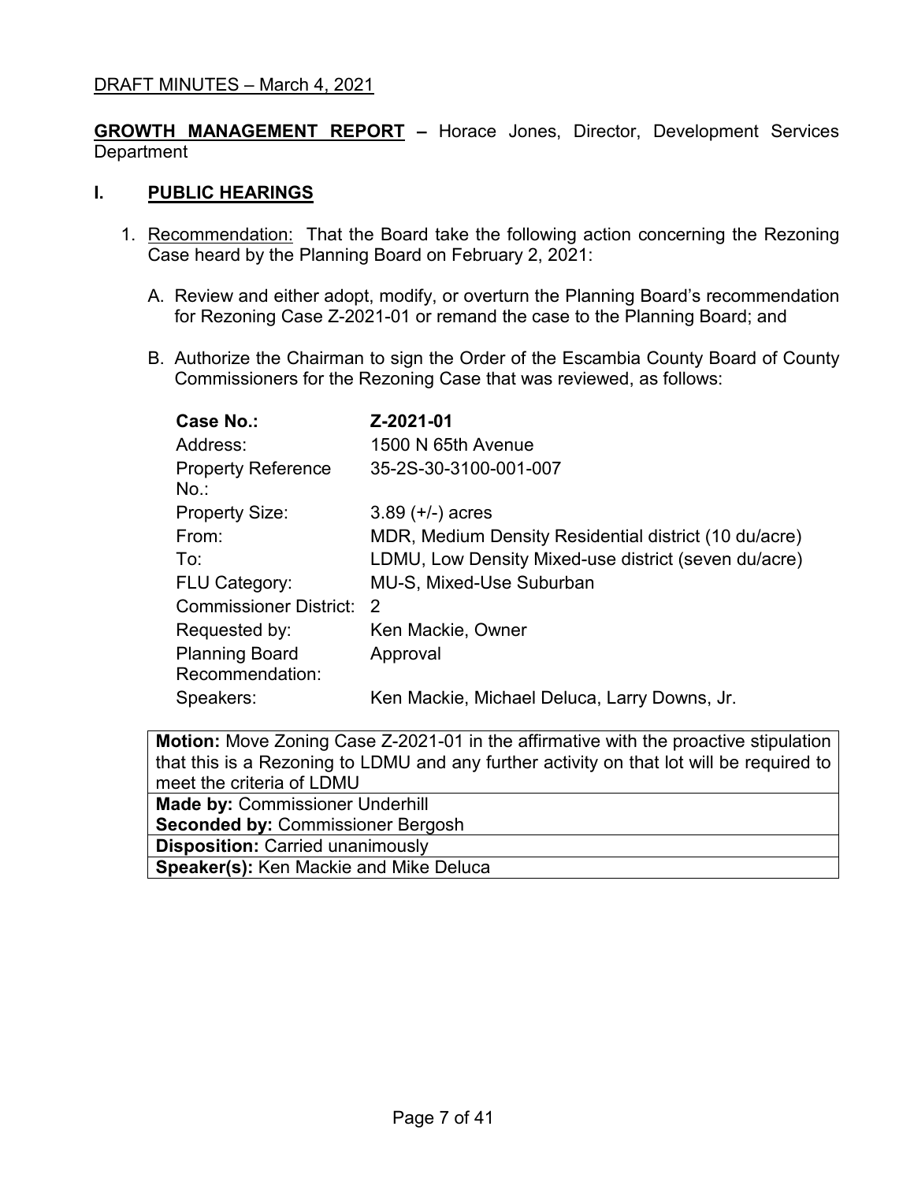DRAFT MINUTES – March 4, 2021

**GROWTH MANAGEMENT REPORT –** Horace Jones, Director, Development Services Department

## I. PUBLIC HEARINGS

1. Recommendation: That the Board take the following action concerning the Rezoning Case heard by the Planning Board on February 2, 2021:

   A. Review and either adopt, modify, or overturn the Planning Board's recommendation for Rezoning Case Z-2021-01 or remand the case to the Planning Board; and

   B. Authorize the Chairman to sign the Order of the Escambia County Board of County Commissioners for the Rezoning Case that was reviewed, as follows:

| **Case No.:** | **Z-2021-01** |
|---|---|
| Address: | 1500 N 65th Avenue |
| Property Reference No.: | 35-2S-30-3100-001-007 |
| Property Size: | 3.89 (+/-) acres |
| From: | MDR, Medium Density Residential district (10 du/acre) |
| To: | LDMU, Low Density Mixed-use district (seven du/acre) |
| FLU Category: | MU-S, Mixed-Use Suburban |
| Commissioner District: | 2 |
| Requested by: | Ken Mackie, Owner |
| Planning Board Recommendation: | Approval |
| Speakers: | Ken Mackie, Michael Deluca, Larry Downs, Jr. |

**Motion:** Move Zoning Case Z-2021-01 in the affirmative with the proactive stipulation that this is a Rezoning to LDMU and any further activity on that lot will be required to meet the criteria of LDMU

**Made by:** Commissioner Underhill
**Seconded by:** Commissioner Bergosh

**Disposition:** Carried unanimously

**Speaker(s):** Ken Mackie and Mike Deluca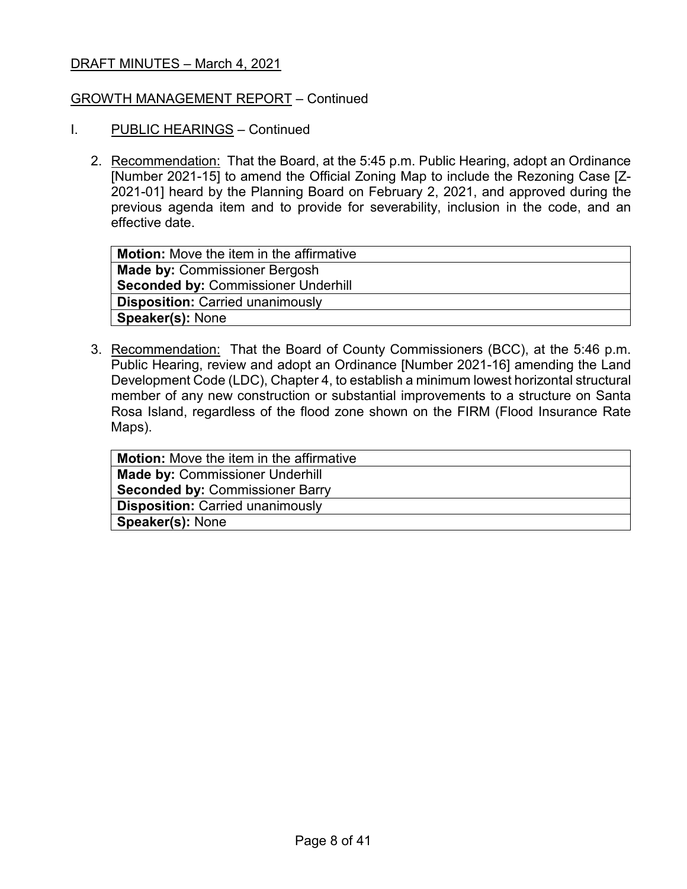DRAFT MINUTES – March 4, 2021

GROWTH MANAGEMENT REPORT – Continued

I. PUBLIC HEARINGS – Continued

2. Recommendation: That the Board, at the 5:45 p.m. Public Hearing, adopt an Ordinance [Number 2021-15] to amend the Official Zoning Map to include the Rezoning Case [Z-2021-01] heard by the Planning Board on February 2, 2021, and approved during the previous agenda item and to provide for severability, inclusion in the code, and an effective date.

| **Motion:** Move the item in the affirmative |
|---|
| **Made by:** Commissioner Bergosh<br>**Seconded by:** Commissioner Underhill |
| **Disposition:** Carried unanimously |
| **Speaker(s):** None |

3. Recommendation: That the Board of County Commissioners (BCC), at the 5:46 p.m. Public Hearing, review and adopt an Ordinance [Number 2021-16] amending the Land Development Code (LDC), Chapter 4, to establish a minimum lowest horizontal structural member of any new construction or substantial improvements to a structure on Santa Rosa Island, regardless of the flood zone shown on the FIRM (Flood Insurance Rate Maps).

| **Motion:** Move the item in the affirmative |
|---|
| **Made by:** Commissioner Underhill<br>**Seconded by:** Commissioner Barry |
| **Disposition:** Carried unanimously |
| **Speaker(s):** None |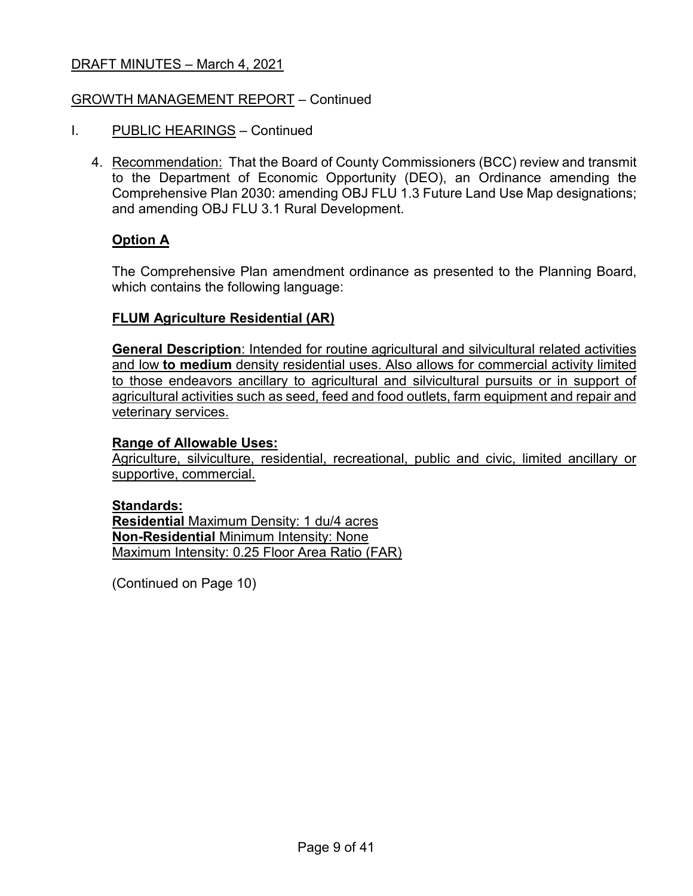DRAFT MINUTES – March 4, 2021

GROWTH MANAGEMENT REPORT – Continued

I. PUBLIC HEARINGS – Continued

4. Recommendation: That the Board of County Commissioners (BCC) review and transmit to the Department of Economic Opportunity (DEO), an Ordinance amending the Comprehensive Plan 2030: amending OBJ FLU 1.3 Future Land Use Map designations; and amending OBJ FLU 3.1 Rural Development.

   **Option A**

   The Comprehensive Plan amendment ordinance as presented to the Planning Board, which contains the following language:

   **FLUM Agriculture Residential (AR)**

   **General Description**: Intended for routine agricultural and silvicultural related activities and low **to medium** density residential uses. Also allows for commercial activity limited to those endeavors ancillary to agricultural and silvicultural pursuits or in support of agricultural activities such as seed, feed and food outlets, farm equipment and repair and veterinary services.

   **Range of Allowable Uses:**
   Agriculture, silviculture, residential, recreational, public and civic, limited ancillary or supportive, commercial.

   **Standards:**
   **Residential** Maximum Density: 1 du/4 acres
   **Non-Residential** Minimum Intensity: None
   Maximum Intensity: 0.25 Floor Area Ratio (FAR)

   (Continued on Page 10)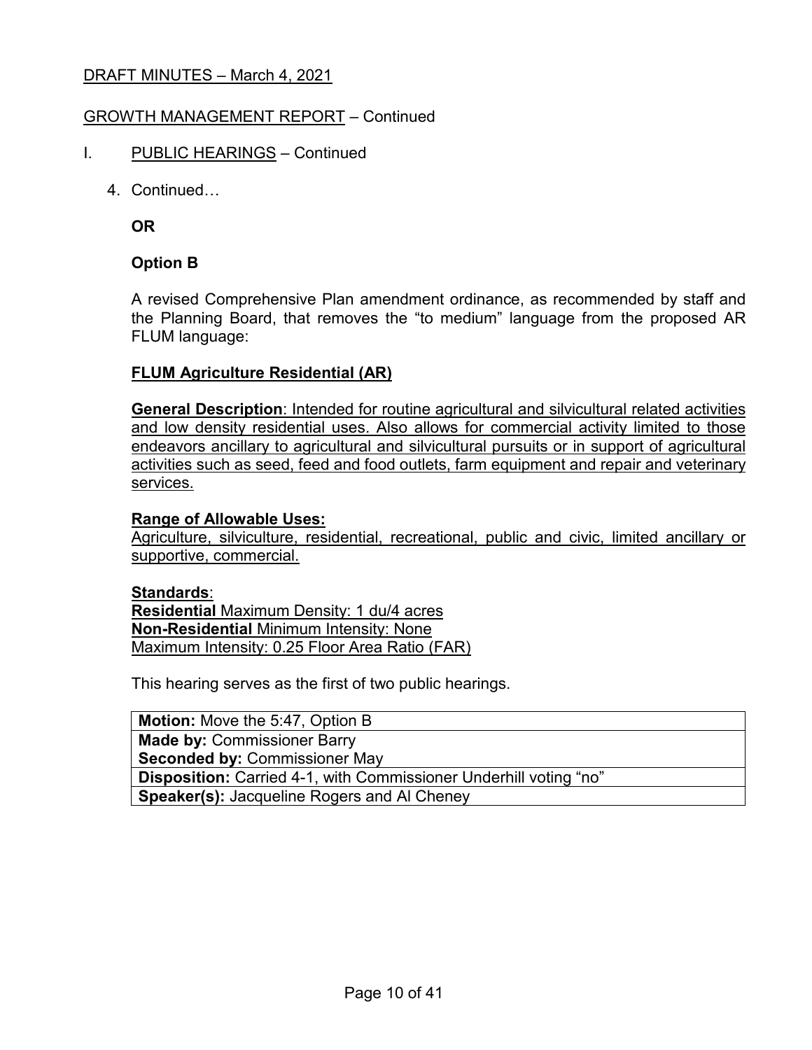DRAFT MINUTES – March 4, 2021

GROWTH MANAGEMENT REPORT – Continued

I. PUBLIC HEARINGS – Continued

4. Continued…

**OR**

**Option B**

A revised Comprehensive Plan amendment ordinance, as recommended by staff and the Planning Board, that removes the "to medium" language from the proposed AR FLUM language:

**FLUM Agriculture Residential (AR)**

**General Description**: Intended for routine agricultural and silvicultural related activities and low density residential uses. Also allows for commercial activity limited to those endeavors ancillary to agricultural and silvicultural pursuits or in support of agricultural activities such as seed, feed and food outlets, farm equipment and repair and veterinary services.

**Range of Allowable Uses:**
Agriculture, silviculture, residential, recreational, public and civic, limited ancillary or supportive, commercial.

**Standards**:
**Residential** Maximum Density: 1 du/4 acres
**Non-Residential** Minimum Intensity: None
Maximum Intensity: 0.25 Floor Area Ratio (FAR)

This hearing serves as the first of two public hearings.

| **Motion:** Move the 5:47, Option B |
|---|
| **Made by:** Commissioner Barry<br>**Seconded by:** Commissioner May |
| **Disposition:** Carried 4-1, with Commissioner Underhill voting "no" |
| **Speaker(s):** Jacqueline Rogers and Al Cheney |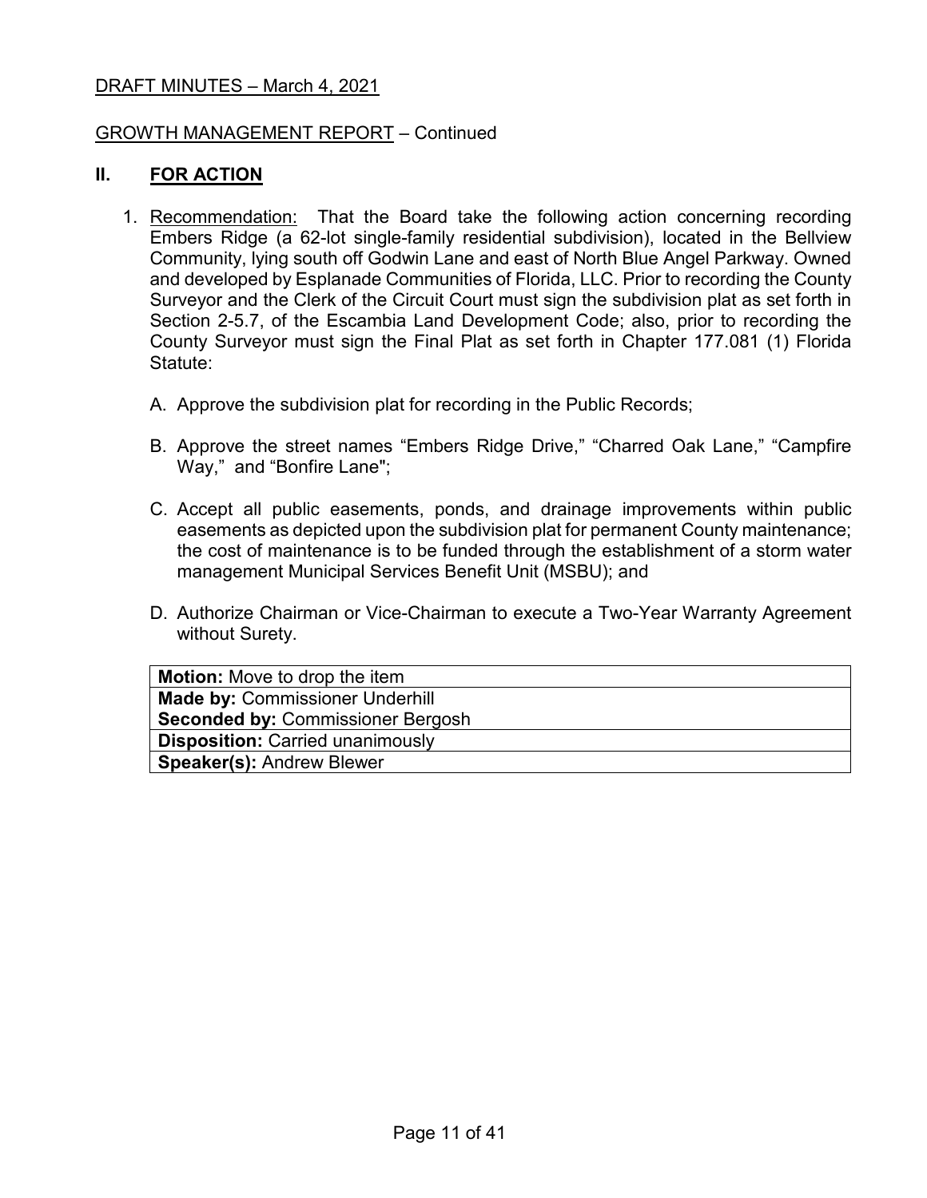DRAFT MINUTES – March 4, 2021

GROWTH MANAGEMENT REPORT – Continued

## II. FOR ACTION

1. Recommendation: That the Board take the following action concerning recording Embers Ridge (a 62-lot single-family residential subdivision), located in the Bellview Community, lying south off Godwin Lane and east of North Blue Angel Parkway. Owned and developed by Esplanade Communities of Florida, LLC. Prior to recording the County Surveyor and the Clerk of the Circuit Court must sign the subdivision plat as set forth in Section 2-5.7, of the Escambia Land Development Code; also, prior to recording the County Surveyor must sign the Final Plat as set forth in Chapter 177.081 (1) Florida Statute:

   A. Approve the subdivision plat for recording in the Public Records;

   B. Approve the street names "Embers Ridge Drive," "Charred Oak Lane," "Campfire Way," and "Bonfire Lane";

   C. Accept all public easements, ponds, and drainage improvements within public easements as depicted upon the subdivision plat for permanent County maintenance; the cost of maintenance is to be funded through the establishment of a storm water management Municipal Services Benefit Unit (MSBU); and

   D. Authorize Chairman or Vice-Chairman to execute a Two-Year Warranty Agreement without Surety.

| **Motion:** Move to drop the item |
|---|
| **Made by:** Commissioner Underhill |
| **Seconded by:** Commissioner Bergosh |
| **Disposition:** Carried unanimously |
| **Speaker(s):** Andrew Blewer |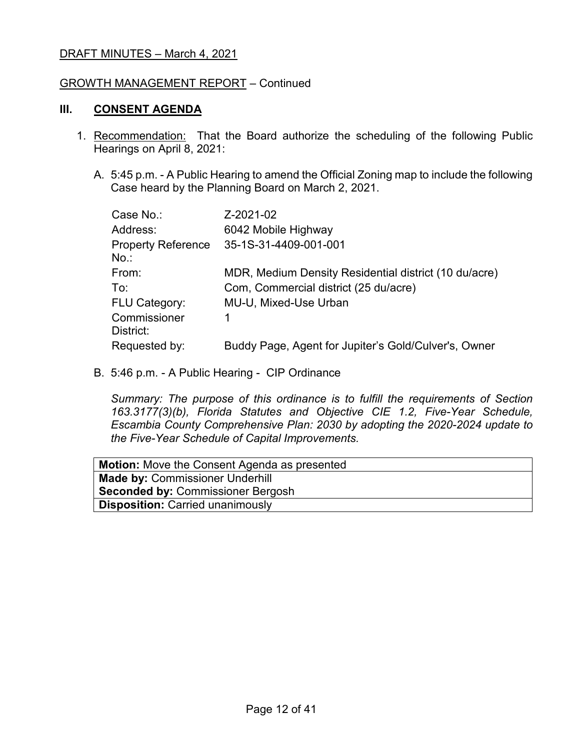DRAFT MINUTES – March 4, 2021

GROWTH MANAGEMENT REPORT – Continued

## III. CONSENT AGENDA

1. Recommendation: That the Board authorize the scheduling of the following Public Hearings on April 8, 2021:

   A. 5:45 p.m. - A Public Hearing to amend the Official Zoning map to include the following Case heard by the Planning Board on March 2, 2021.

   | | |
   |---|---|
   | Case No.: | Z-2021-02 |
   | Address: | 6042 Mobile Highway |
   | Property Reference No.: | 35-1S-31-4409-001-001 |
   | From: | MDR, Medium Density Residential district (10 du/acre) |
   | To: | Com, Commercial district (25 du/acre) |
   | FLU Category: | MU-U, Mixed-Use Urban |
   | Commissioner District: | 1 |
   | Requested by: | Buddy Page, Agent for Jupiter's Gold/Culver's, Owner |

   B. 5:46 p.m. - A Public Hearing - CIP Ordinance

   *Summary: The purpose of this ordinance is to fulfill the requirements of Section 163.3177(3)(b), Florida Statutes and Objective CIE 1.2, Five-Year Schedule, Escambia County Comprehensive Plan: 2030 by adopting the 2020-2024 update to the Five-Year Schedule of Capital Improvements.*

| **Motion:** Move the Consent Agenda as presented |
|---|
| **Made by:** Commissioner Underhill |
| **Seconded by:** Commissioner Bergosh |
| **Disposition:** Carried unanimously |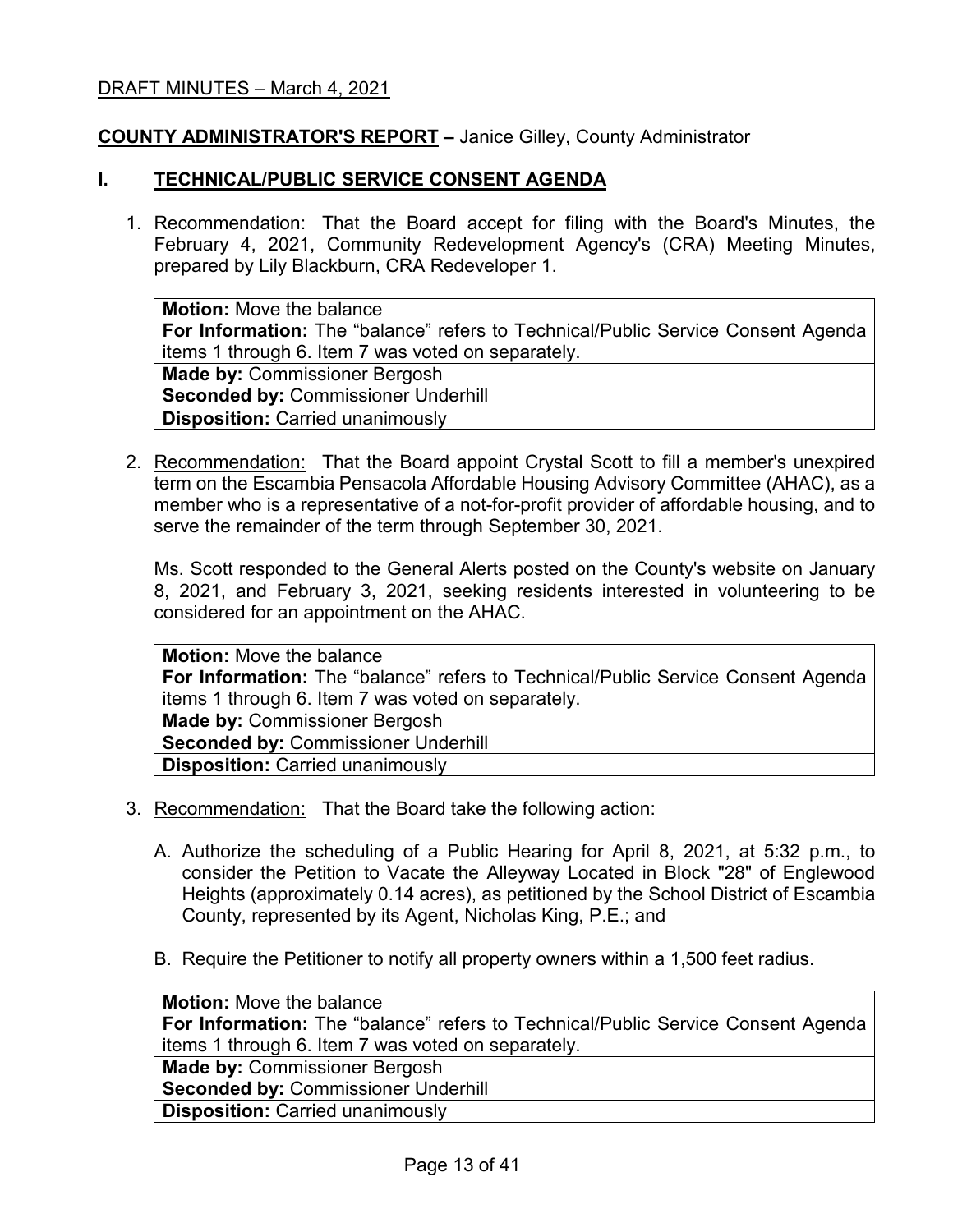DRAFT MINUTES – March 4, 2021

**COUNTY ADMINISTRATOR'S REPORT –** Janice Gilley, County Administrator

## I. TECHNICAL/PUBLIC SERVICE CONSENT AGENDA

1. Recommendation: That the Board accept for filing with the Board's Minutes, the February 4, 2021, Community Redevelopment Agency's (CRA) Meeting Minutes, prepared by Lily Blackburn, CRA Redeveloper 1.

| **Motion:** Move the balance<br>**For Information:** The "balance" refers to Technical/Public Service Consent Agenda items 1 through 6. Item 7 was voted on separately. |
|---|
| **Made by:** Commissioner Bergosh<br>**Seconded by:** Commissioner Underhill |
| **Disposition:** Carried unanimously |

2. Recommendation: That the Board appoint Crystal Scott to fill a member's unexpired term on the Escambia Pensacola Affordable Housing Advisory Committee (AHAC), as a member who is a representative of a not-for-profit provider of affordable housing, and to serve the remainder of the term through September 30, 2021.

   Ms. Scott responded to the General Alerts posted on the County's website on January 8, 2021, and February 3, 2021, seeking residents interested in volunteering to be considered for an appointment on the AHAC.

| **Motion:** Move the balance<br>**For Information:** The "balance" refers to Technical/Public Service Consent Agenda items 1 through 6. Item 7 was voted on separately. |
|---|
| **Made by:** Commissioner Bergosh<br>**Seconded by:** Commissioner Underhill |
| **Disposition:** Carried unanimously |

3. Recommendation: That the Board take the following action:

   A. Authorize the scheduling of a Public Hearing for April 8, 2021, at 5:32 p.m., to consider the Petition to Vacate the Alleyway Located in Block "28" of Englewood Heights (approximately 0.14 acres), as petitioned by the School District of Escambia County, represented by its Agent, Nicholas King, P.E.; and

   B. Require the Petitioner to notify all property owners within a 1,500 feet radius.

| **Motion:** Move the balance<br>**For Information:** The "balance" refers to Technical/Public Service Consent Agenda items 1 through 6. Item 7 was voted on separately. |
|---|
| **Made by:** Commissioner Bergosh<br>**Seconded by:** Commissioner Underhill |
| **Disposition:** Carried unanimously |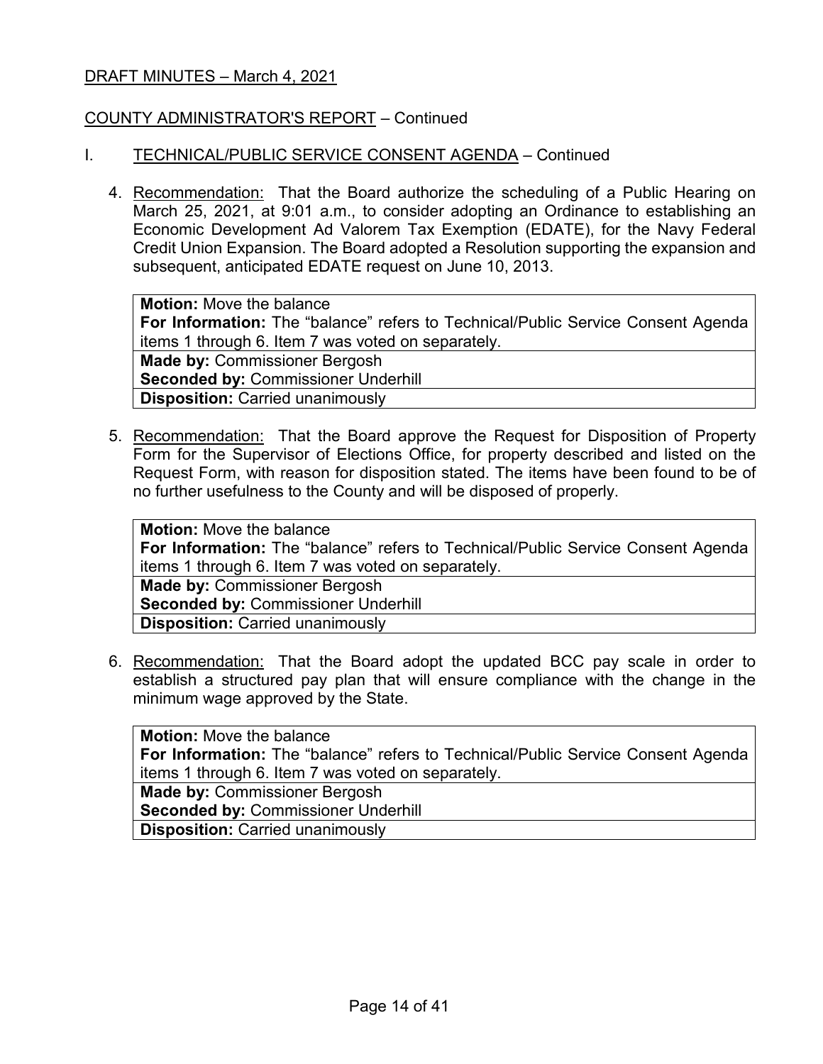DRAFT MINUTES – March 4, 2021

COUNTY ADMINISTRATOR'S REPORT – Continued

I. TECHNICAL/PUBLIC SERVICE CONSENT AGENDA – Continued

4. Recommendation: That the Board authorize the scheduling of a Public Hearing on March 25, 2021, at 9:01 a.m., to consider adopting an Ordinance to establishing an Economic Development Ad Valorem Tax Exemption (EDATE), for the Navy Federal Credit Union Expansion. The Board adopted a Resolution supporting the expansion and subsequent, anticipated EDATE request on June 10, 2013.

| **Motion:** Move the balance<br>**For Information:** The "balance" refers to Technical/Public Service Consent Agenda items 1 through 6. Item 7 was voted on separately. |
|---|
| **Made by:** Commissioner Bergosh<br>**Seconded by:** Commissioner Underhill |
| **Disposition:** Carried unanimously |

5. Recommendation: That the Board approve the Request for Disposition of Property Form for the Supervisor of Elections Office, for property described and listed on the Request Form, with reason for disposition stated. The items have been found to be of no further usefulness to the County and will be disposed of properly.

| **Motion:** Move the balance<br>**For Information:** The "balance" refers to Technical/Public Service Consent Agenda items 1 through 6. Item 7 was voted on separately. |
|---|
| **Made by:** Commissioner Bergosh<br>**Seconded by:** Commissioner Underhill |
| **Disposition:** Carried unanimously |

6. Recommendation: That the Board adopt the updated BCC pay scale in order to establish a structured pay plan that will ensure compliance with the change in the minimum wage approved by the State.

| **Motion:** Move the balance<br>**For Information:** The "balance" refers to Technical/Public Service Consent Agenda items 1 through 6. Item 7 was voted on separately. |
|---|
| **Made by:** Commissioner Bergosh<br>**Seconded by:** Commissioner Underhill |
| **Disposition:** Carried unanimously |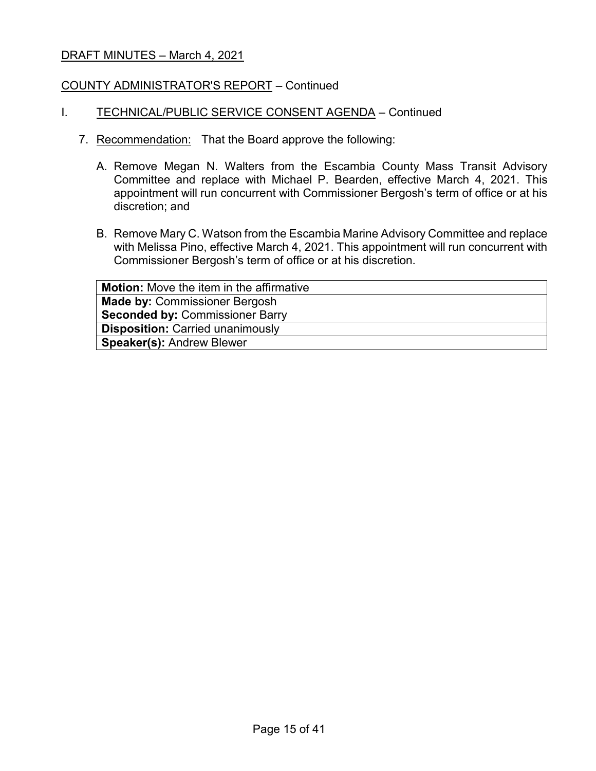DRAFT MINUTES – March 4, 2021

COUNTY ADMINISTRATOR'S REPORT – Continued

I. TECHNICAL/PUBLIC SERVICE CONSENT AGENDA – Continued

7. Recommendation: That the Board approve the following:

   A. Remove Megan N. Walters from the Escambia County Mass Transit Advisory Committee and replace with Michael P. Bearden, effective March 4, 2021. This appointment will run concurrent with Commissioner Bergosh's term of office or at his discretion; and

   B. Remove Mary C. Watson from the Escambia Marine Advisory Committee and replace with Melissa Pino, effective March 4, 2021. This appointment will run concurrent with Commissioner Bergosh's term of office or at his discretion.

| **Motion:** Move the item in the affirmative |
|---|
| **Made by:** Commissioner Bergosh<br>**Seconded by:** Commissioner Barry |
| **Disposition:** Carried unanimously |
| **Speaker(s):** Andrew Blewer |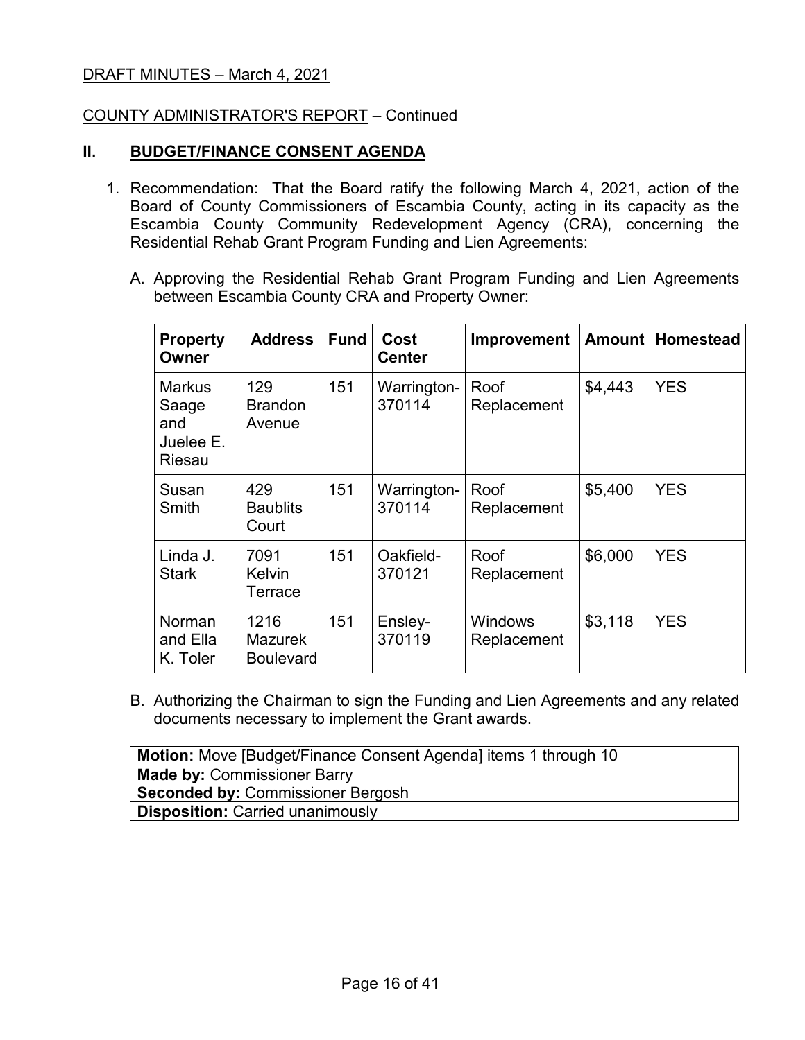DRAFT MINUTES – March 4, 2021

COUNTY ADMINISTRATOR'S REPORT – Continued

## II. BUDGET/FINANCE CONSENT AGENDA

1. Recommendation: That the Board ratify the following March 4, 2021, action of the Board of County Commissioners of Escambia County, acting in its capacity as the Escambia County Community Redevelopment Agency (CRA), concerning the Residential Rehab Grant Program Funding and Lien Agreements:

   A. Approving the Residential Rehab Grant Program Funding and Lien Agreements between Escambia County CRA and Property Owner:

| Property Owner | Address | Fund | Cost Center | Improvement | Amount | Homestead |
|---|---|---|---|---|---|---|
| Markus Saage and Juelee E. Riesau | 129 Brandon Avenue | 151 | Warrington-370114 | Roof Replacement | $4,443 | YES |
| Susan Smith | 429 Baublits Court | 151 | Warrington-370114 | Roof Replacement | $5,400 | YES |
| Linda J. Stark | 7091 Kelvin Terrace | 151 | Oakfield-370121 | Roof Replacement | $6,000 | YES |
| Norman and Ella K. Toler | 1216 Mazurek Boulevard | 151 | Ensley-370119 | Windows Replacement | $3,118 | YES |

   B. Authorizing the Chairman to sign the Funding and Lien Agreements and any related documents necessary to implement the Grant awards.

| **Motion:** Move [Budget/Finance Consent Agenda] items 1 through 10 |
|---|
| **Made by:** Commissioner Barry<br>**Seconded by:** Commissioner Bergosh |
| **Disposition:** Carried unanimously |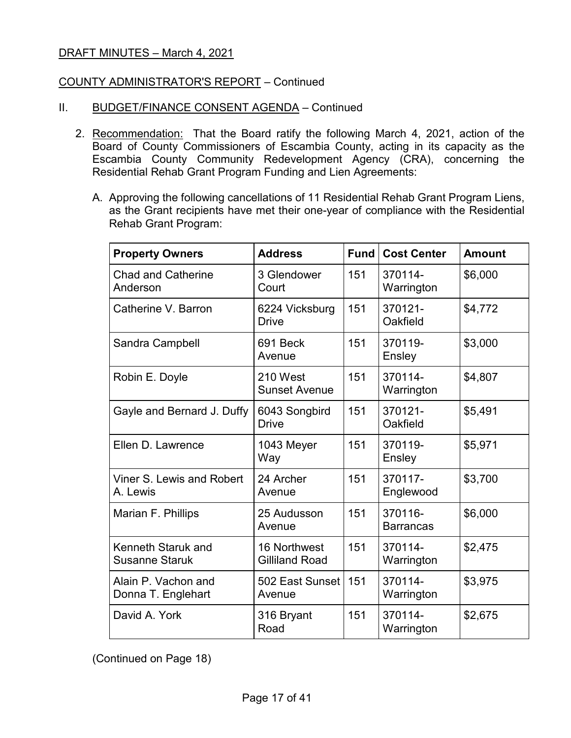DRAFT MINUTES – March 4, 2021

COUNTY ADMINISTRATOR'S REPORT – Continued

II. BUDGET/FINANCE CONSENT AGENDA – Continued

2. Recommendation: That the Board ratify the following March 4, 2021, action of the Board of County Commissioners of Escambia County, acting in its capacity as the Escambia County Community Redevelopment Agency (CRA), concerning the Residential Rehab Grant Program Funding and Lien Agreements:

   A. Approving the following cancellations of 11 Residential Rehab Grant Program Liens, as the Grant recipients have met their one-year of compliance with the Residential Rehab Grant Program:

| Property Owners | Address | Fund | Cost Center | Amount |
|---|---|---|---|---|
| Chad and Catherine Anderson | 3 Glendower Court | 151 | 370114-Warrington | $6,000 |
| Catherine V. Barron | 6224 Vicksburg Drive | 151 | 370121-Oakfield | $4,772 |
| Sandra Campbell | 691 Beck Avenue | 151 | 370119-Ensley | $3,000 |
| Robin E. Doyle | 210 West Sunset Avenue | 151 | 370114-Warrington | $4,807 |
| Gayle and Bernard J. Duffy | 6043 Songbird Drive | 151 | 370121-Oakfield | $5,491 |
| Ellen D. Lawrence | 1043 Meyer Way | 151 | 370119-Ensley | $5,971 |
| Viner S. Lewis and Robert A. Lewis | 24 Archer Avenue | 151 | 370117-Englewood | $3,700 |
| Marian F. Phillips | 25 Audusson Avenue | 151 | 370116-Barrancas | $6,000 |
| Kenneth Staruk and Susanne Staruk | 16 Northwest Gilliland Road | 151 | 370114-Warrington | $2,475 |
| Alain P. Vachon and Donna T. Englehart | 502 East Sunset Avenue | 151 | 370114-Warrington | $3,975 |
| David A. York | 316 Bryant Road | 151 | 370114-Warrington | $2,675 |

(Continued on Page 18)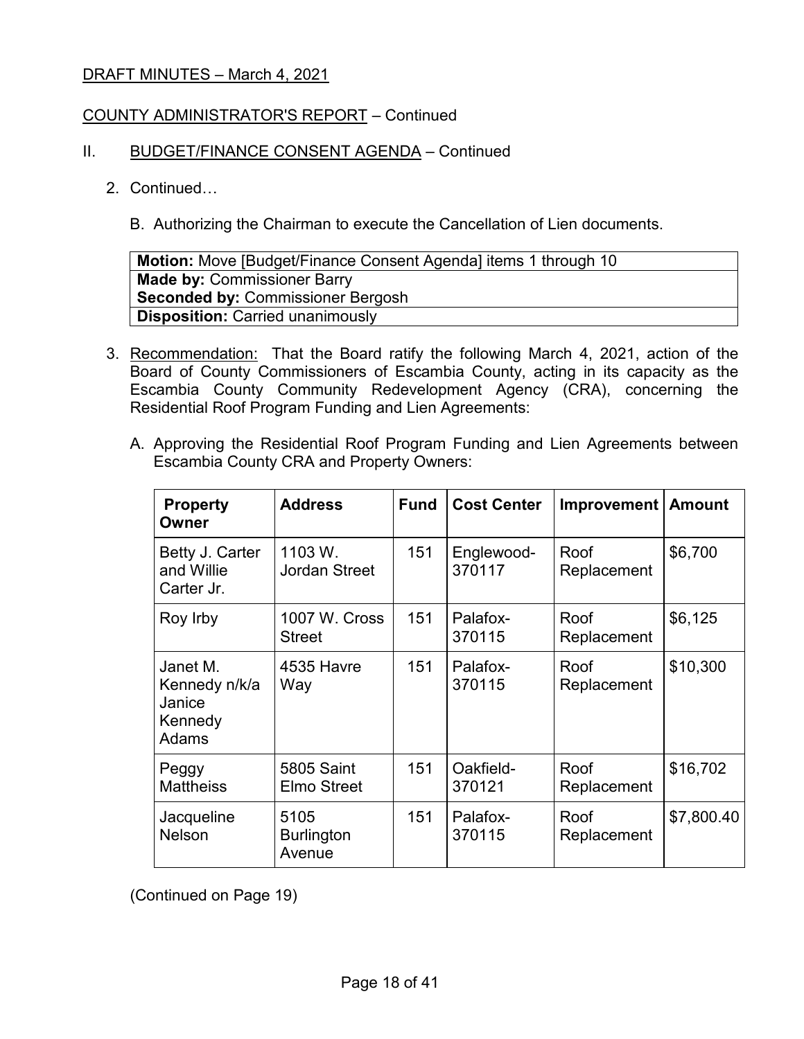DRAFT MINUTES – March 4, 2021

COUNTY ADMINISTRATOR'S REPORT – Continued

II. BUDGET/FINANCE CONSENT AGENDA – Continued

2. Continued…

   B. Authorizing the Chairman to execute the Cancellation of Lien documents.

| **Motion:** Move [Budget/Finance Consent Agenda] items 1 through 10 |
|---|
| **Made by:** Commissioner Barry<br>**Seconded by:** Commissioner Bergosh |
| **Disposition:** Carried unanimously |

3. Recommendation: That the Board ratify the following March 4, 2021, action of the Board of County Commissioners of Escambia County, acting in its capacity as the Escambia County Community Redevelopment Agency (CRA), concerning the Residential Roof Program Funding and Lien Agreements:

   A. Approving the Residential Roof Program Funding and Lien Agreements between Escambia County CRA and Property Owners:

| Property Owner | Address | Fund | Cost Center | Improvement | Amount |
|---|---|---|---|---|---|
| Betty J. Carter and Willie Carter Jr. | 1103 W. Jordan Street | 151 | Englewood-370117 | Roof Replacement | $6,700 |
| Roy Irby | 1007 W. Cross Street | 151 | Palafox-370115 | Roof Replacement | $6,125 |
| Janet M. Kennedy n/k/a Janice Kennedy Adams | 4535 Havre Way | 151 | Palafox-370115 | Roof Replacement | $10,300 |
| Peggy Mattheiss | 5805 Saint Elmo Street | 151 | Oakfield-370121 | Roof Replacement | $16,702 |
| Jacqueline Nelson | 5105 Burlington Avenue | 151 | Palafox-370115 | Roof Replacement | $7,800.40 |

(Continued on Page 19)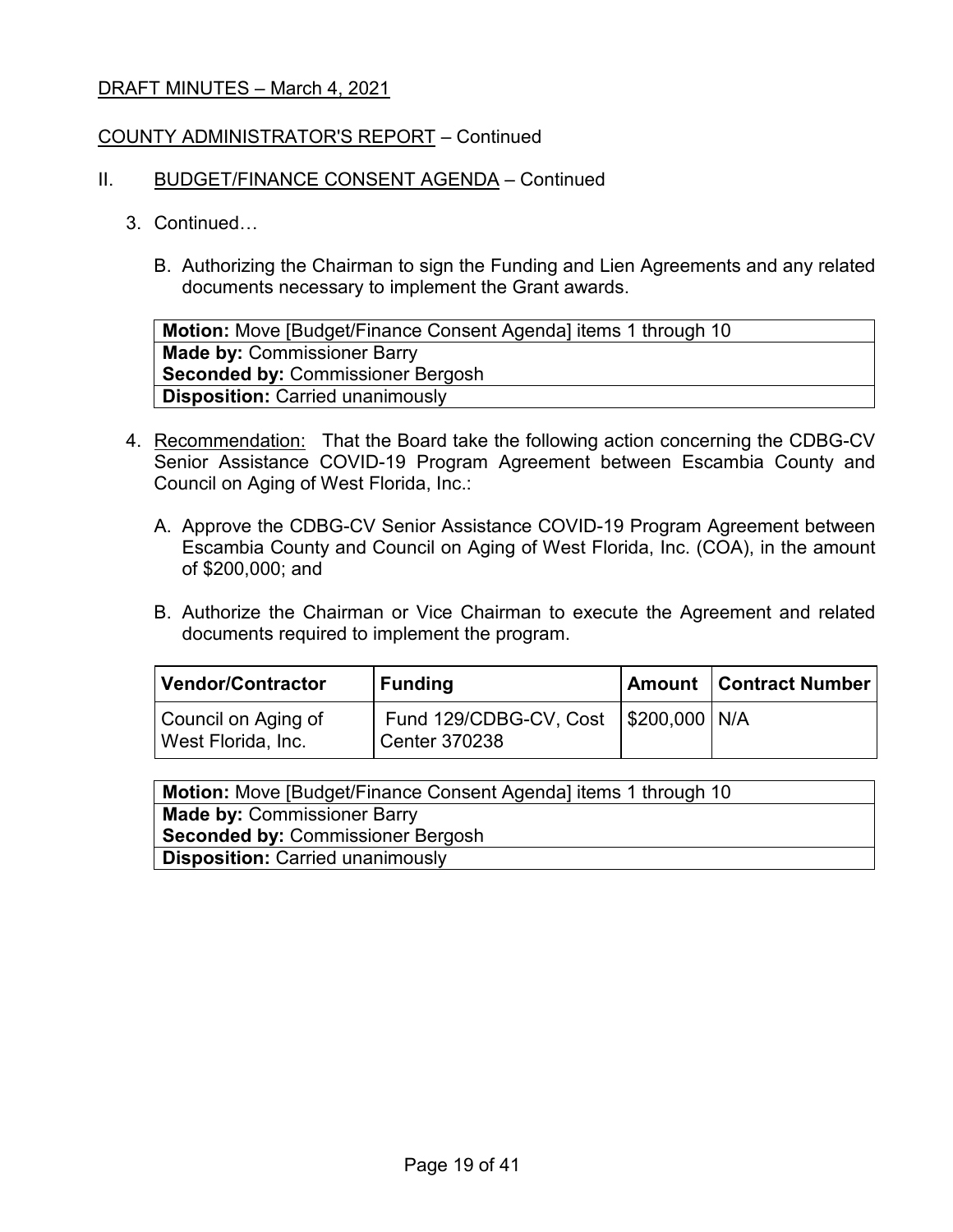DRAFT MINUTES – March 4, 2021

COUNTY ADMINISTRATOR'S REPORT – Continued

II. BUDGET/FINANCE CONSENT AGENDA – Continued

3. Continued…

   B. Authorizing the Chairman to sign the Funding and Lien Agreements and any related documents necessary to implement the Grant awards.

| **Motion:** Move [Budget/Finance Consent Agenda] items 1 through 10 |
|---|
| **Made by:** Commissioner Barry<br>**Seconded by:** Commissioner Bergosh |
| **Disposition:** Carried unanimously |

4. Recommendation: That the Board take the following action concerning the CDBG-CV Senior Assistance COVID-19 Program Agreement between Escambia County and Council on Aging of West Florida, Inc.:

   A. Approve the CDBG-CV Senior Assistance COVID-19 Program Agreement between Escambia County and Council on Aging of West Florida, Inc. (COA), in the amount of $200,000; and

   B. Authorize the Chairman or Vice Chairman to execute the Agreement and related documents required to implement the program.

| Vendor/Contractor | Funding | Amount | Contract Number |
|---|---|---|---|
| Council on Aging of West Florida, Inc. | Fund 129/CDBG-CV, Cost Center 370238 | $200,000 | N/A |

| **Motion:** Move [Budget/Finance Consent Agenda] items 1 through 10 |
|---|
| **Made by:** Commissioner Barry<br>**Seconded by:** Commissioner Bergosh |
| **Disposition:** Carried unanimously |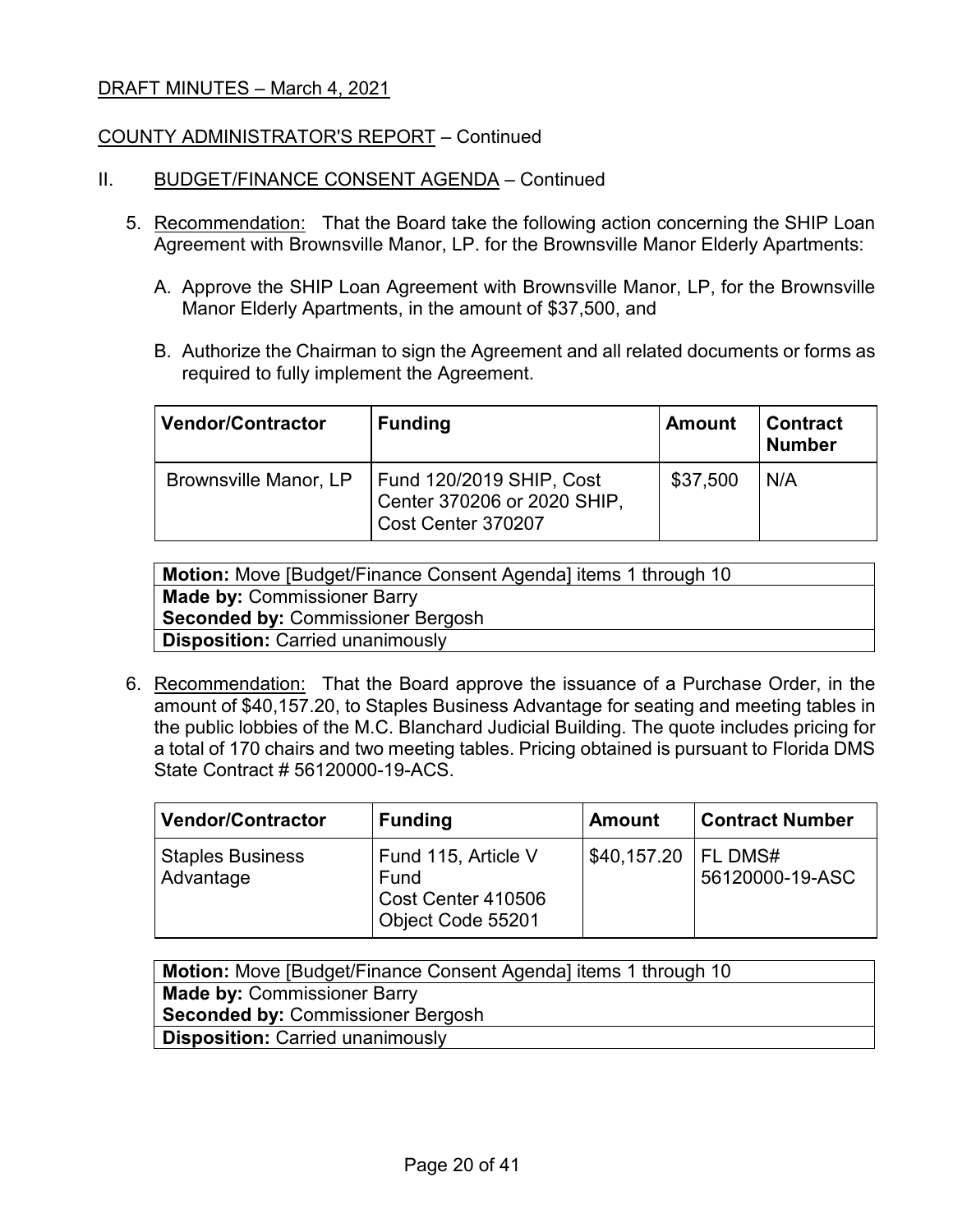DRAFT MINUTES – March 4, 2021

COUNTY ADMINISTRATOR'S REPORT – Continued

II. BUDGET/FINANCE CONSENT AGENDA – Continued

5. Recommendation: That the Board take the following action concerning the SHIP Loan Agreement with Brownsville Manor, LP. for the Brownsville Manor Elderly Apartments:

   A. Approve the SHIP Loan Agreement with Brownsville Manor, LP, for the Brownsville Manor Elderly Apartments, in the amount of $37,500, and

   B. Authorize the Chairman to sign the Agreement and all related documents or forms as required to fully implement the Agreement.

| Vendor/Contractor | Funding | Amount | Contract Number |
|---|---|---|---|
| Brownsville Manor, LP | Fund 120/2019 SHIP, Cost Center 370206 or 2020 SHIP, Cost Center 370207 | $37,500 | N/A |

| **Motion:** Move [Budget/Finance Consent Agenda] items 1 through 10 |
|---|
| **Made by:** Commissioner Barry<br>**Seconded by:** Commissioner Bergosh |
| **Disposition:** Carried unanimously |

6. Recommendation: That the Board approve the issuance of a Purchase Order, in the amount of $40,157.20, to Staples Business Advantage for seating and meeting tables in the public lobbies of the M.C. Blanchard Judicial Building. The quote includes pricing for a total of 170 chairs and two meeting tables. Pricing obtained is pursuant to Florida DMS State Contract # 56120000-19-ACS.

| Vendor/Contractor | Funding | Amount | Contract Number |
|---|---|---|---|
| Staples Business Advantage | Fund 115, Article V Fund Cost Center 410506 Object Code 55201 | $40,157.20 | FL DMS# 56120000-19-ASC |

| **Motion:** Move [Budget/Finance Consent Agenda] items 1 through 10 |
|---|
| **Made by:** Commissioner Barry<br>**Seconded by:** Commissioner Bergosh |
| **Disposition:** Carried unanimously |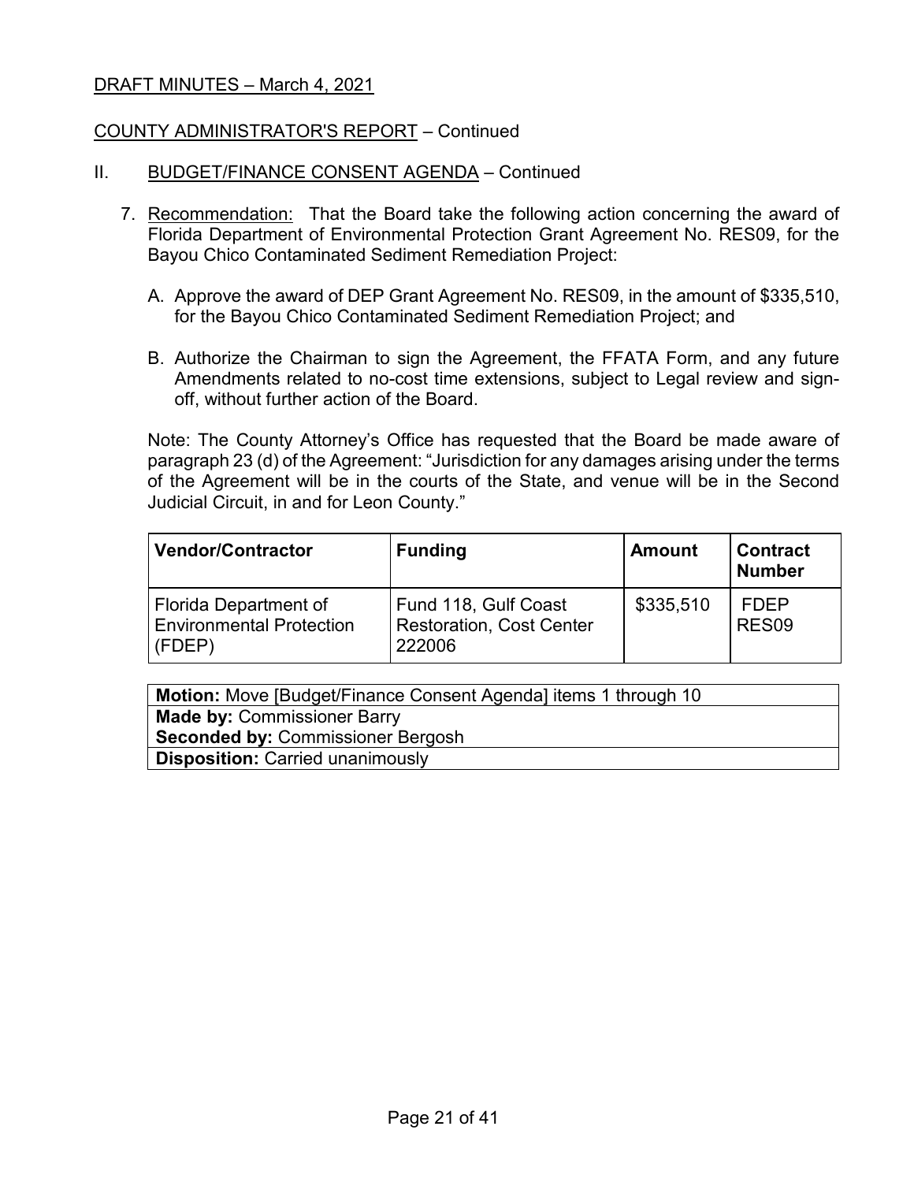DRAFT MINUTES – March 4, 2021

COUNTY ADMINISTRATOR'S REPORT – Continued

II. BUDGET/FINANCE CONSENT AGENDA – Continued

7. Recommendation: That the Board take the following action concerning the award of Florida Department of Environmental Protection Grant Agreement No. RES09, for the Bayou Chico Contaminated Sediment Remediation Project:

   A. Approve the award of DEP Grant Agreement No. RES09, in the amount of $335,510, for the Bayou Chico Contaminated Sediment Remediation Project; and

   B. Authorize the Chairman to sign the Agreement, the FFATA Form, and any future Amendments related to no-cost time extensions, subject to Legal review and sign-off, without further action of the Board.

   Note: The County Attorney's Office has requested that the Board be made aware of paragraph 23 (d) of the Agreement: "Jurisdiction for any damages arising under the terms of the Agreement will be in the courts of the State, and venue will be in the Second Judicial Circuit, in and for Leon County."

| Vendor/Contractor | Funding | Amount | Contract Number |
|---|---|---|---|
| Florida Department of Environmental Protection (FDEP) | Fund 118, Gulf Coast Restoration, Cost Center 222006 | $335,510 | FDEP RES09 |

| **Motion:** Move [Budget/Finance Consent Agenda] items 1 through 10 |
|---|
| **Made by:** Commissioner Barry<br>**Seconded by:** Commissioner Bergosh |
| **Disposition:** Carried unanimously |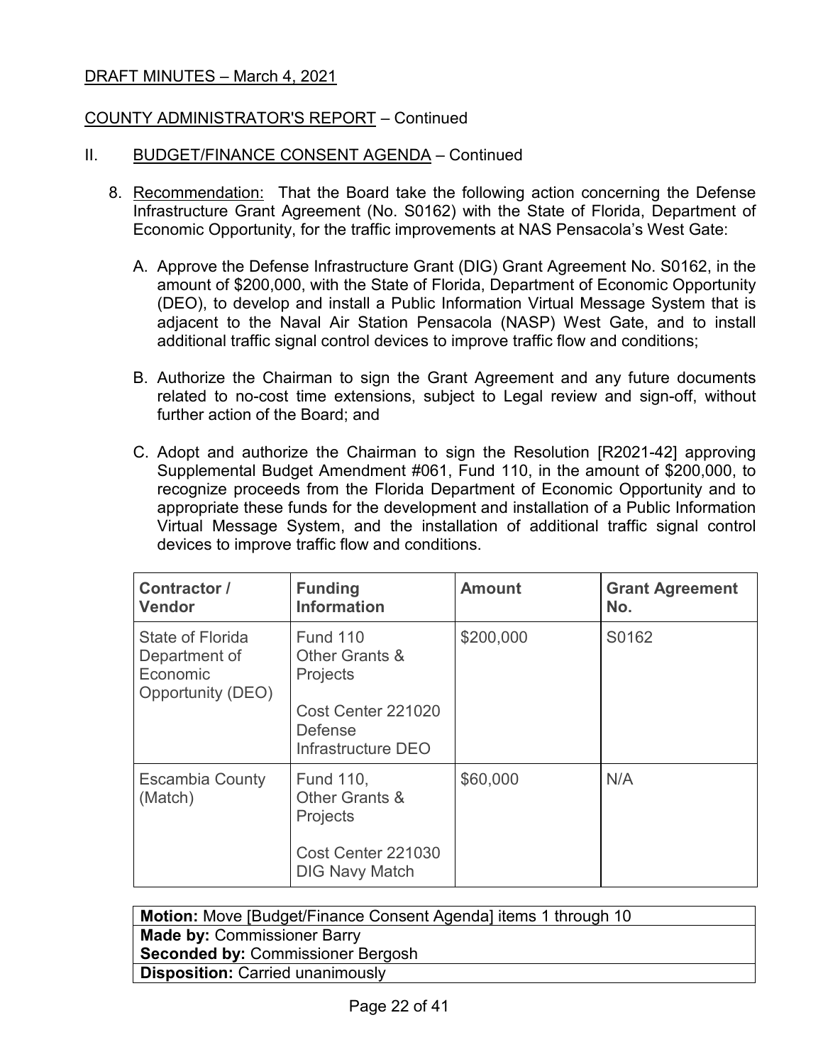DRAFT MINUTES – March 4, 2021

COUNTY ADMINISTRATOR'S REPORT – Continued

II. BUDGET/FINANCE CONSENT AGENDA – Continued

8. Recommendation: That the Board take the following action concerning the Defense Infrastructure Grant Agreement (No. S0162) with the State of Florida, Department of Economic Opportunity, for the traffic improvements at NAS Pensacola's West Gate:

   A. Approve the Defense Infrastructure Grant (DIG) Grant Agreement No. S0162, in the amount of $200,000, with the State of Florida, Department of Economic Opportunity (DEO), to develop and install a Public Information Virtual Message System that is adjacent to the Naval Air Station Pensacola (NASP) West Gate, and to install additional traffic signal control devices to improve traffic flow and conditions;

   B. Authorize the Chairman to sign the Grant Agreement and any future documents related to no-cost time extensions, subject to Legal review and sign-off, without further action of the Board; and

   C. Adopt and authorize the Chairman to sign the Resolution [R2021-42] approving Supplemental Budget Amendment #061, Fund 110, in the amount of $200,000, to recognize proceeds from the Florida Department of Economic Opportunity and to appropriate these funds for the development and installation of a Public Information Virtual Message System, and the installation of additional traffic signal control devices to improve traffic flow and conditions.

| Contractor / Vendor | Funding Information | Amount | Grant Agreement No. |
|---|---|---|---|
| State of Florida Department of Economic Opportunity (DEO) | Fund 110 Other Grants & Projects<br><br>Cost Center 221020 Defense Infrastructure DEO | $200,000 | S0162 |
| Escambia County (Match) | Fund 110, Other Grants & Projects<br><br>Cost Center 221030 DIG Navy Match | $60,000 | N/A |

| **Motion:** Move [Budget/Finance Consent Agenda] items 1 through 10 |
|---|
| **Made by:** Commissioner Barry |
| **Seconded by:** Commissioner Bergosh |
| **Disposition:** Carried unanimously |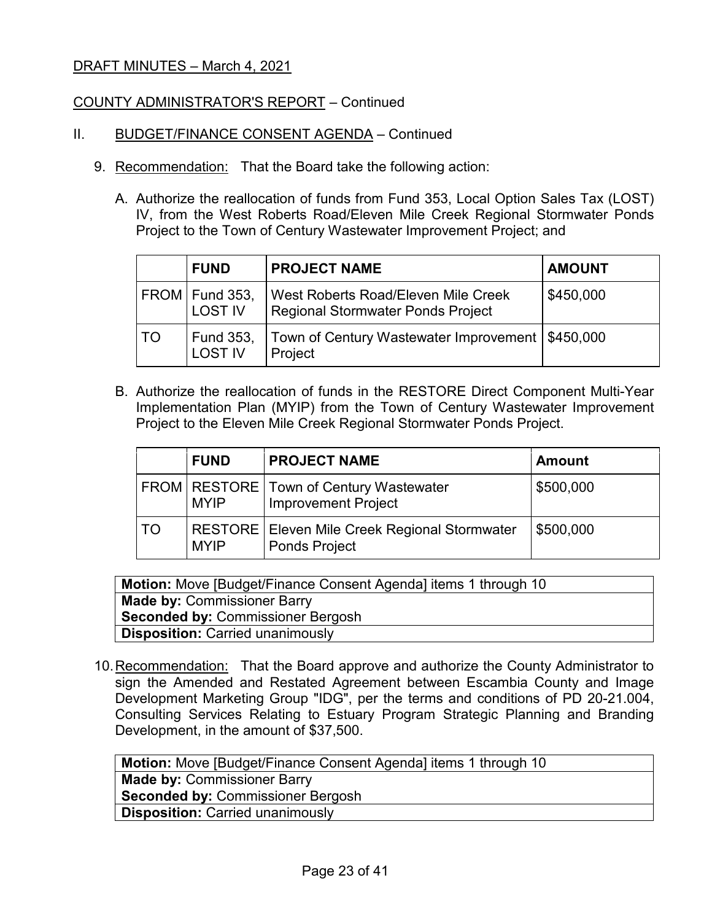DRAFT MINUTES – March 4, 2021

COUNTY ADMINISTRATOR'S REPORT – Continued

II. BUDGET/FINANCE CONSENT AGENDA – Continued

9. Recommendation: That the Board take the following action:

   A. Authorize the reallocation of funds from Fund 353, Local Option Sales Tax (LOST) IV, from the West Roberts Road/Eleven Mile Creek Regional Stormwater Ponds Project to the Town of Century Wastewater Improvement Project; and

| | FUND | PROJECT NAME | AMOUNT |
|---|---|---|---|
| FROM | Fund 353, LOST IV | West Roberts Road/Eleven Mile Creek Regional Stormwater Ponds Project | $450,000 |
| TO | Fund 353, LOST IV | Town of Century Wastewater Improvement Project | $450,000 |

   B. Authorize the reallocation of funds in the RESTORE Direct Component Multi-Year Implementation Plan (MYIP) from the Town of Century Wastewater Improvement Project to the Eleven Mile Creek Regional Stormwater Ponds Project.

| | FUND | PROJECT NAME | Amount |
|---|---|---|---|
| FROM | RESTORE MYIP | Town of Century Wastewater Improvement Project | $500,000 |
| TO | RESTORE MYIP | Eleven Mile Creek Regional Stormwater Ponds Project | $500,000 |

| **Motion:** Move [Budget/Finance Consent Agenda] items 1 through 10 |
|---|
| **Made by:** Commissioner Barry<br>**Seconded by:** Commissioner Bergosh |
| **Disposition:** Carried unanimously |

10. Recommendation: That the Board approve and authorize the County Administrator to sign the Amended and Restated Agreement between Escambia County and Image Development Marketing Group "IDG", per the terms and conditions of PD 20-21.004, Consulting Services Relating to Estuary Program Strategic Planning and Branding Development, in the amount of $37,500.

| **Motion:** Move [Budget/Finance Consent Agenda] items 1 through 10 |
|---|
| **Made by:** Commissioner Barry<br>**Seconded by:** Commissioner Bergosh |
| **Disposition:** Carried unanimously |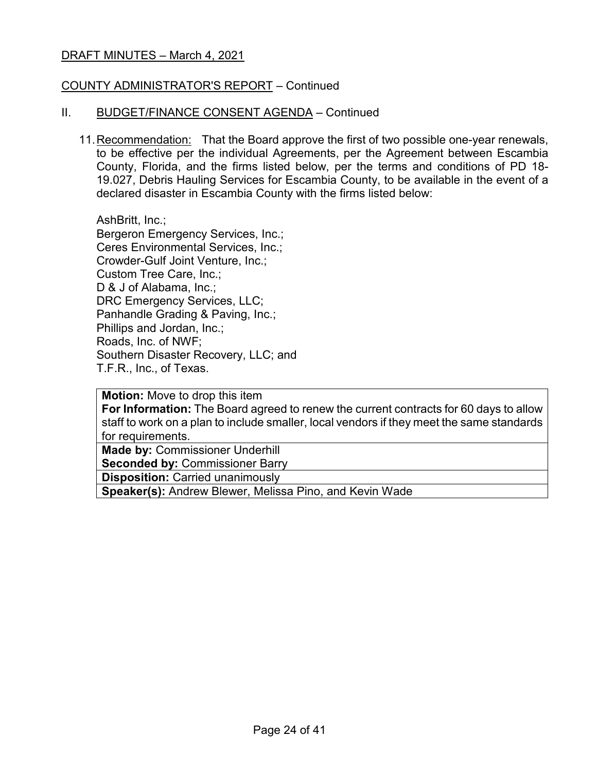DRAFT MINUTES – March 4, 2021

COUNTY ADMINISTRATOR'S REPORT – Continued

II. BUDGET/FINANCE CONSENT AGENDA – Continued

11. Recommendation: That the Board approve the first of two possible one-year renewals, to be effective per the individual Agreements, per the Agreement between Escambia County, Florida, and the firms listed below, per the terms and conditions of PD 18-19.027, Debris Hauling Services for Escambia County, to be available in the event of a declared disaster in Escambia County with the firms listed below:

    AshBritt, Inc.;
    Bergeron Emergency Services, Inc.;
    Ceres Environmental Services, Inc.;
    Crowder-Gulf Joint Venture, Inc.;
    Custom Tree Care, Inc.;
    D & J of Alabama, Inc.;
    DRC Emergency Services, LLC;
    Panhandle Grading & Paving, Inc.;
    Phillips and Jordan, Inc.;
    Roads, Inc. of NWF;
    Southern Disaster Recovery, LLC; and
    T.F.R., Inc., of Texas.

| **Motion:** Move to drop this item<br>**For Information:** The Board agreed to renew the current contracts for 60 days to allow staff to work on a plan to include smaller, local vendors if they meet the same standards for requirements. |
|---|
| **Made by:** Commissioner Underhill<br>**Seconded by:** Commissioner Barry |
| **Disposition:** Carried unanimously |
| **Speaker(s):** Andrew Blewer, Melissa Pino, and Kevin Wade |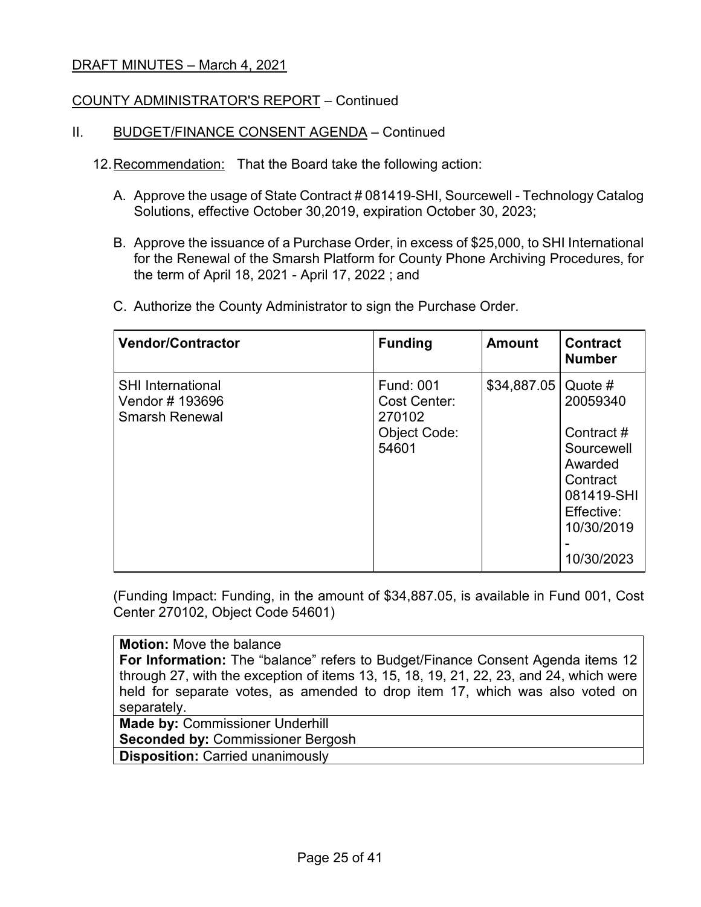DRAFT MINUTES – March 4, 2021

COUNTY ADMINISTRATOR'S REPORT – Continued

II. BUDGET/FINANCE CONSENT AGENDA – Continued

12. Recommendation: That the Board take the following action:

    A. Approve the usage of State Contract # 081419-SHI, Sourcewell - Technology Catalog Solutions, effective October 30,2019, expiration October 30, 2023;

    B. Approve the issuance of a Purchase Order, in excess of $25,000, to SHI International for the Renewal of the Smarsh Platform for County Phone Archiving Procedures, for the term of April 18, 2021 - April 17, 2022 ; and

    C. Authorize the County Administrator to sign the Purchase Order.

| Vendor/Contractor | Funding | Amount | Contract Number |
|---|---|---|---|
| SHI International<br>Vendor # 193696<br>Smarsh Renewal | Fund: 001<br>Cost Center: 270102<br>Object Code: 54601 | $34,887.05 | Quote # 20059340<br><br>Contract # Sourcewell Awarded Contract 081419-SHI Effective: 10/30/2019 - 10/30/2023 |

(Funding Impact: Funding, in the amount of $34,887.05, is available in Fund 001, Cost Center 270102, Object Code 54601)

| **Motion:** Move the balance<br>**For Information:** The "balance" refers to Budget/Finance Consent Agenda items 12 through 27, with the exception of items 13, 15, 18, 19, 21, 22, 23, and 24, which were held for separate votes, as amended to drop item 17, which was also voted on separately. |
|---|
| **Made by:** Commissioner Underhill<br>**Seconded by:** Commissioner Bergosh |
| **Disposition:** Carried unanimously |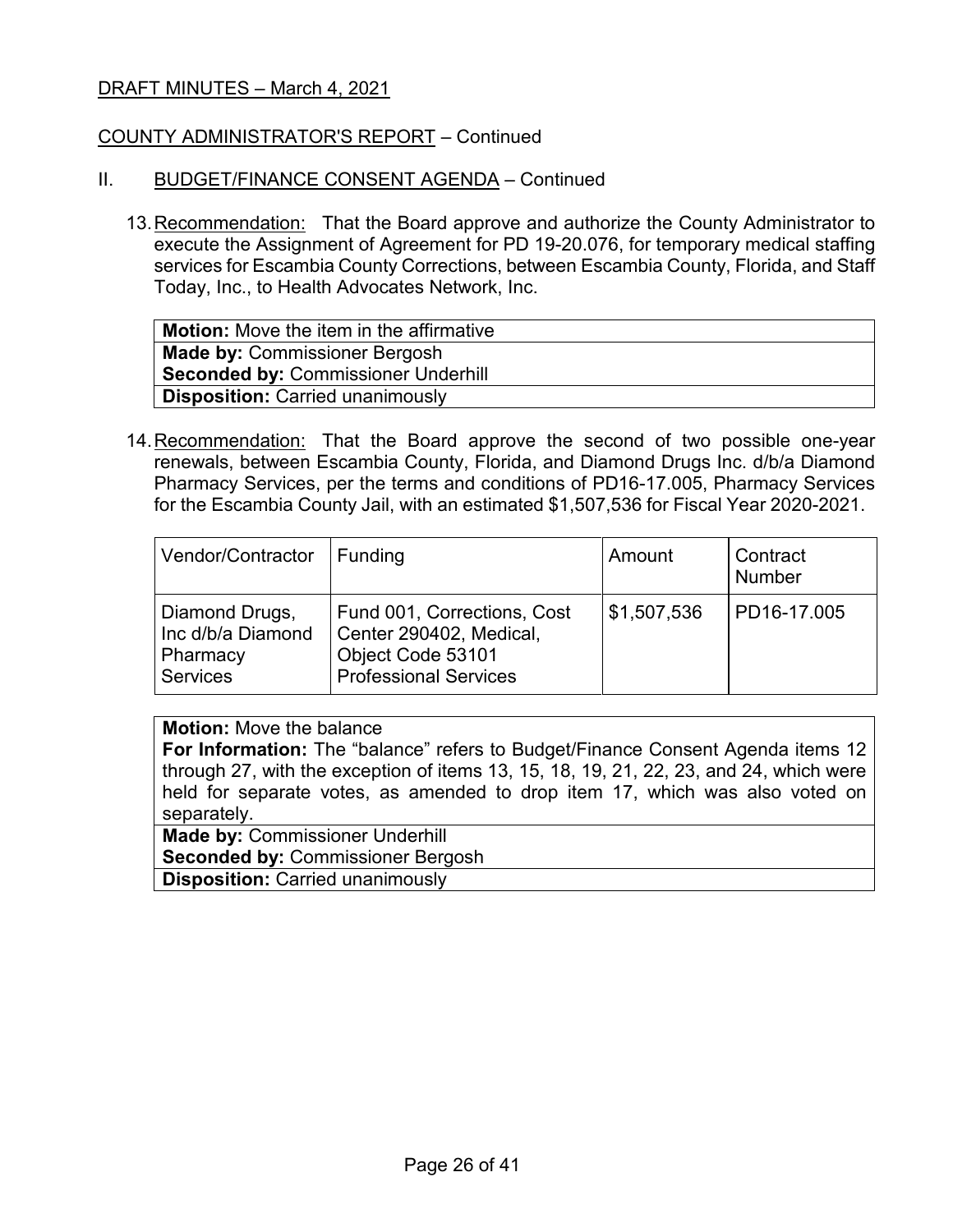DRAFT MINUTES – March 4, 2021

COUNTY ADMINISTRATOR'S REPORT – Continued

II. BUDGET/FINANCE CONSENT AGENDA – Continued

13. Recommendation: That the Board approve and authorize the County Administrator to execute the Assignment of Agreement for PD 19-20.076, for temporary medical staffing services for Escambia County Corrections, between Escambia County, Florida, and Staff Today, Inc., to Health Advocates Network, Inc.

**Motion:** Move the item in the affirmative
**Made by:** Commissioner Bergosh
**Seconded by:** Commissioner Underhill
**Disposition:** Carried unanimously

14. Recommendation: That the Board approve the second of two possible one-year renewals, between Escambia County, Florida, and Diamond Drugs Inc. d/b/a Diamond Pharmacy Services, per the terms and conditions of PD16-17.005, Pharmacy Services for the Escambia County Jail, with an estimated $1,507,536 for Fiscal Year 2020-2021.

| Vendor/Contractor | Funding | Amount | Contract Number |
|---|---|---|---|
| Diamond Drugs, Inc d/b/a Diamond Pharmacy Services | Fund 001, Corrections, Cost Center 290402, Medical, Object Code 53101 Professional Services | $1,507,536 | PD16-17.005 |

**Motion:** Move the balance
**For Information:** The "balance" refers to Budget/Finance Consent Agenda items 12 through 27, with the exception of items 13, 15, 18, 19, 21, 22, 23, and 24, which were held for separate votes, as amended to drop item 17, which was also voted on separately.
**Made by:** Commissioner Underhill
**Seconded by:** Commissioner Bergosh
**Disposition:** Carried unanimously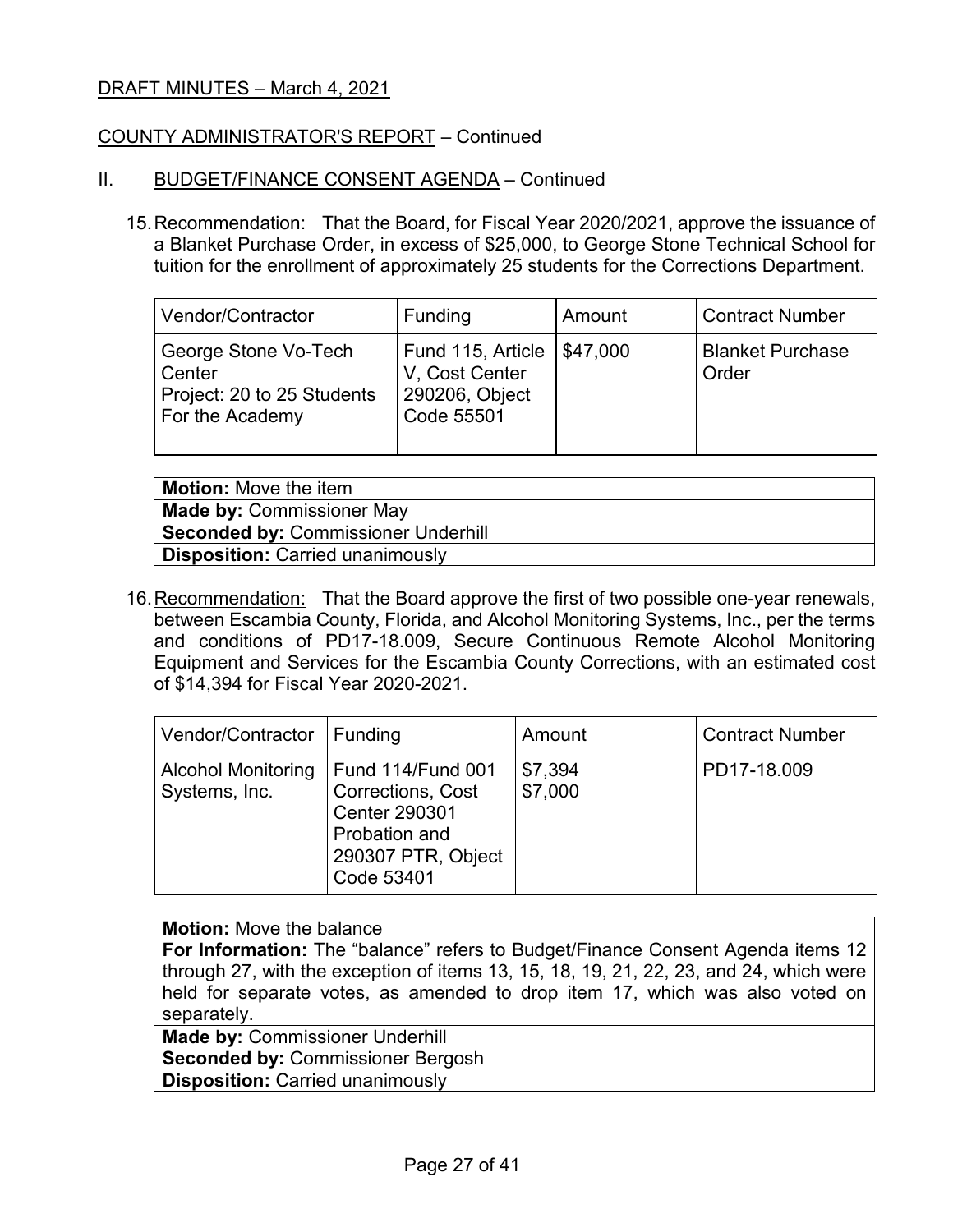DRAFT MINUTES – March 4, 2021

COUNTY ADMINISTRATOR'S REPORT – Continued

II. BUDGET/FINANCE CONSENT AGENDA – Continued

15. Recommendation: That the Board, for Fiscal Year 2020/2021, approve the issuance of a Blanket Purchase Order, in excess of $25,000, to George Stone Technical School for tuition for the enrollment of approximately 25 students for the Corrections Department.

| Vendor/Contractor | Funding | Amount | Contract Number |
|---|---|---|---|
| George Stone Vo-Tech Center<br>Project: 20 to 25 Students For the Academy | Fund 115, Article V, Cost Center 290206, Object Code 55501 | $47,000 | Blanket Purchase Order |

**Motion:** Move the item
**Made by:** Commissioner May
**Seconded by:** Commissioner Underhill
**Disposition:** Carried unanimously

16. Recommendation: That the Board approve the first of two possible one-year renewals, between Escambia County, Florida, and Alcohol Monitoring Systems, Inc., per the terms and conditions of PD17-18.009, Secure Continuous Remote Alcohol Monitoring Equipment and Services for the Escambia County Corrections, with an estimated cost of $14,394 for Fiscal Year 2020-2021.

| Vendor/Contractor | Funding | Amount | Contract Number |
|---|---|---|---|
| Alcohol Monitoring Systems, Inc. | Fund 114/Fund 001 Corrections, Cost Center 290301 Probation and 290307 PTR, Object Code 53401 | $7,394<br>$7,000 | PD17-18.009 |

**Motion:** Move the balance
**For Information:** The "balance" refers to Budget/Finance Consent Agenda items 12 through 27, with the exception of items 13, 15, 18, 19, 21, 22, 23, and 24, which were held for separate votes, as amended to drop item 17, which was also voted on separately.
**Made by:** Commissioner Underhill
**Seconded by:** Commissioner Bergosh
**Disposition:** Carried unanimously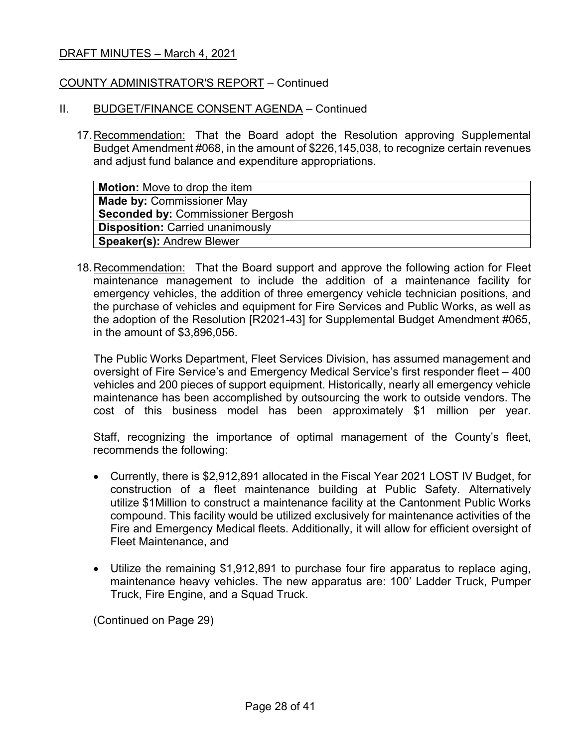DRAFT MINUTES – March 4, 2021

COUNTY ADMINISTRATOR'S REPORT – Continued

II. BUDGET/FINANCE CONSENT AGENDA – Continued

17. Recommendation: That the Board adopt the Resolution approving Supplemental Budget Amendment #068, in the amount of $226,145,038, to recognize certain revenues and adjust fund balance and expenditure appropriations.

| **Motion:** Move to drop the item |
|---|
| **Made by:** Commissioner May<br>**Seconded by:** Commissioner Bergosh |
| **Disposition:** Carried unanimously |
| **Speaker(s):** Andrew Blewer |

18. Recommendation: That the Board support and approve the following action for Fleet maintenance management to include the addition of a maintenance facility for emergency vehicles, the addition of three emergency vehicle technician positions, and the purchase of vehicles and equipment for Fire Services and Public Works, as well as the adoption of the Resolution [R2021-43] for Supplemental Budget Amendment #065, in the amount of $3,896,056.

    The Public Works Department, Fleet Services Division, has assumed management and oversight of Fire Service's and Emergency Medical Service's first responder fleet – 400 vehicles and 200 pieces of support equipment. Historically, nearly all emergency vehicle maintenance has been accomplished by outsourcing the work to outside vendors. The cost of this business model has been approximately $1 million per year.

    Staff, recognizing the importance of optimal management of the County's fleet, recommends the following:

    - Currently, there is $2,912,891 allocated in the Fiscal Year 2021 LOST IV Budget, for construction of a fleet maintenance building at Public Safety. Alternatively utilize $1Million to construct a maintenance facility at the Cantonment Public Works compound. This facility would be utilized exclusively for maintenance activities of the Fire and Emergency Medical fleets. Additionally, it will allow for efficient oversight of Fleet Maintenance, and

    - Utilize the remaining $1,912,891 to purchase four fire apparatus to replace aging, maintenance heavy vehicles. The new apparatus are: 100' Ladder Truck, Pumper Truck, Fire Engine, and a Squad Truck.

    (Continued on Page 29)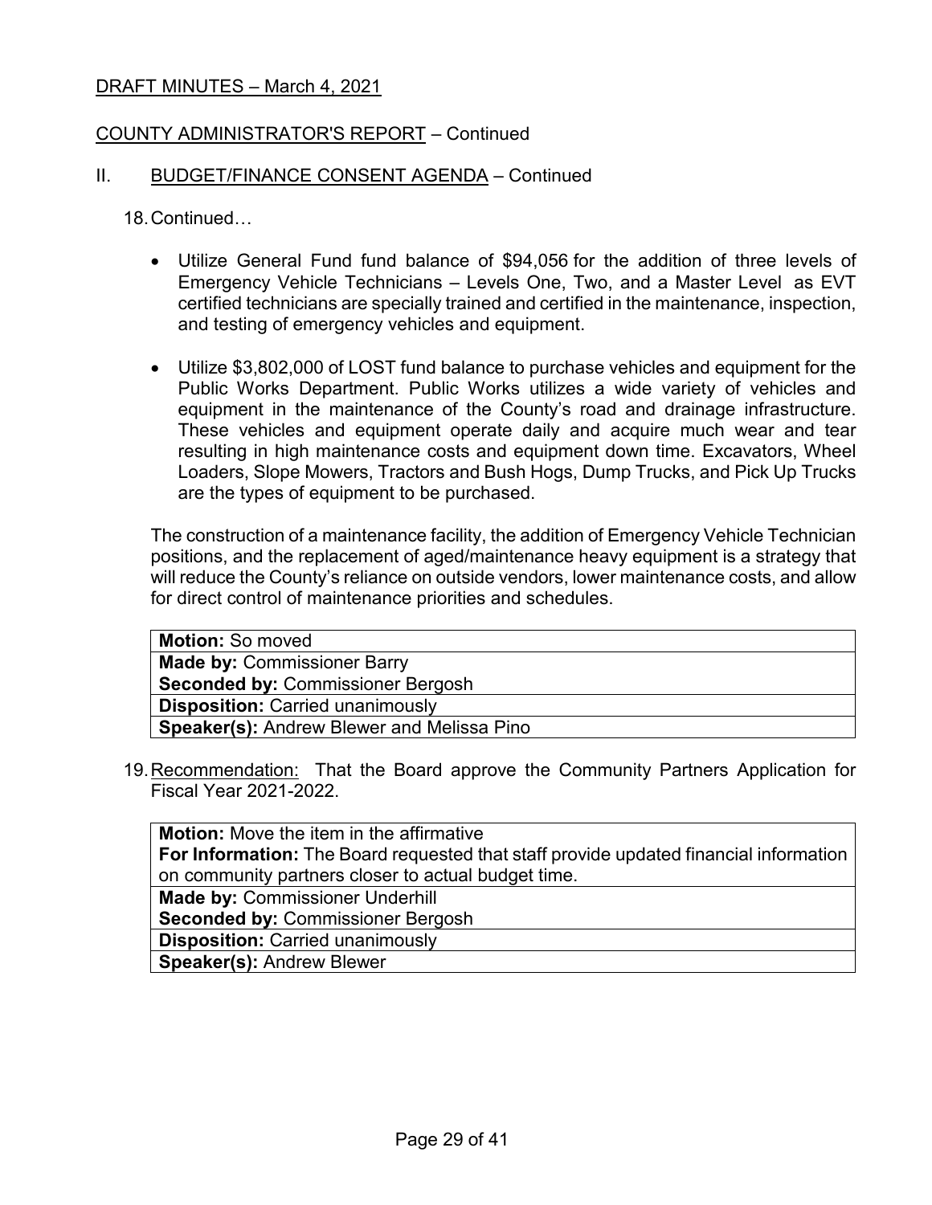DRAFT MINUTES – March 4, 2021

COUNTY ADMINISTRATOR'S REPORT – Continued

II. BUDGET/FINANCE CONSENT AGENDA – Continued

18. Continued…

- Utilize General Fund fund balance of $94,056 for the addition of three levels of Emergency Vehicle Technicians – Levels One, Two, and a Master Level as EVT certified technicians are specially trained and certified in the maintenance, inspection, and testing of emergency vehicles and equipment.

- Utilize $3,802,000 of LOST fund balance to purchase vehicles and equipment for the Public Works Department. Public Works utilizes a wide variety of vehicles and equipment in the maintenance of the County's road and drainage infrastructure. These vehicles and equipment operate daily and acquire much wear and tear resulting in high maintenance costs and equipment down time. Excavators, Wheel Loaders, Slope Mowers, Tractors and Bush Hogs, Dump Trucks, and Pick Up Trucks are the types of equipment to be purchased.

The construction of a maintenance facility, the addition of Emergency Vehicle Technician positions, and the replacement of aged/maintenance heavy equipment is a strategy that will reduce the County's reliance on outside vendors, lower maintenance costs, and allow for direct control of maintenance priorities and schedules.

| **Motion:** So moved |
|---|
| **Made by:** Commissioner Barry<br>**Seconded by:** Commissioner Bergosh |
| **Disposition:** Carried unanimously |
| **Speaker(s):** Andrew Blewer and Melissa Pino |

19. Recommendation: That the Board approve the Community Partners Application for Fiscal Year 2021-2022.

| **Motion:** Move the item in the affirmative<br>**For Information:** The Board requested that staff provide updated financial information on community partners closer to actual budget time. |
|---|
| **Made by:** Commissioner Underhill<br>**Seconded by:** Commissioner Bergosh |
| **Disposition:** Carried unanimously |
| **Speaker(s):** Andrew Blewer |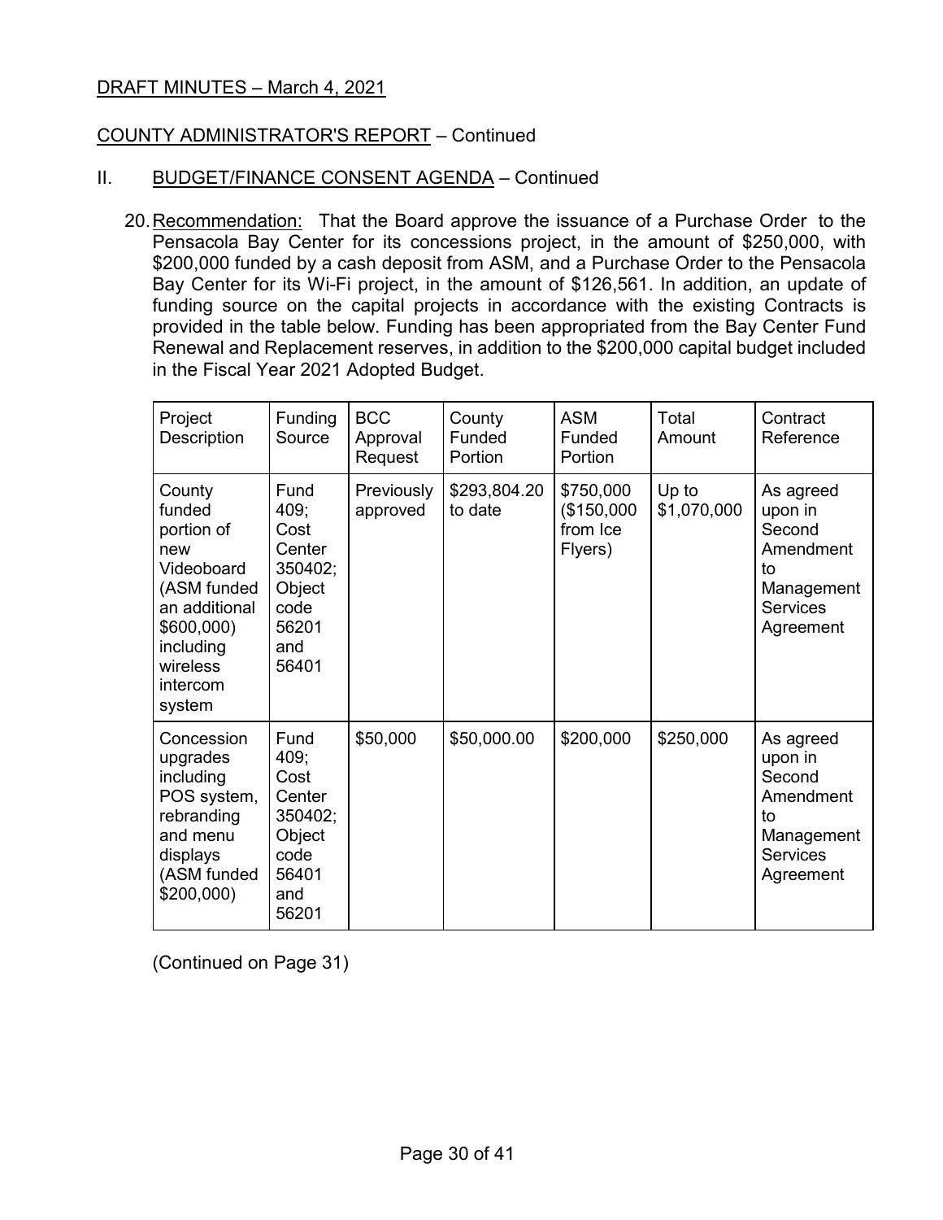DRAFT MINUTES – March 4, 2021

COUNTY ADMINISTRATOR'S REPORT – Continued

II. BUDGET/FINANCE CONSENT AGENDA – Continued

20. Recommendation: That the Board approve the issuance of a Purchase Order to the Pensacola Bay Center for its concessions project, in the amount of $250,000, with $200,000 funded by a cash deposit from ASM, and a Purchase Order to the Pensacola Bay Center for its Wi-Fi project, in the amount of $126,561. In addition, an update of funding source on the capital projects in accordance with the existing Contracts is provided in the table below. Funding has been appropriated from the Bay Center Fund Renewal and Replacement reserves, in addition to the $200,000 capital budget included in the Fiscal Year 2021 Adopted Budget.

| Project Description | Funding Source | BCC Approval Request | County Funded Portion | ASM Funded Portion | Total Amount | Contract Reference |
|---|---|---|---|---|---|---|
| County funded portion of new Videoboard (ASM funded an additional $600,000) including wireless intercom system | Fund 409; Cost Center 350402; Object code 56201 and 56401 | Previously approved | $293,804.20 to date | $750,000 ($150,000 from Ice Flyers) | Up to $1,070,000 | As agreed upon in Second Amendment to Management Services Agreement |
| Concession upgrades including POS system, rebranding and menu displays (ASM funded $200,000) | Fund 409; Cost Center 350402; Object code 56401 and 56201 | $50,000 | $50,000.00 | $200,000 | $250,000 | As agreed upon in Second Amendment to Management Services Agreement |

(Continued on Page 31)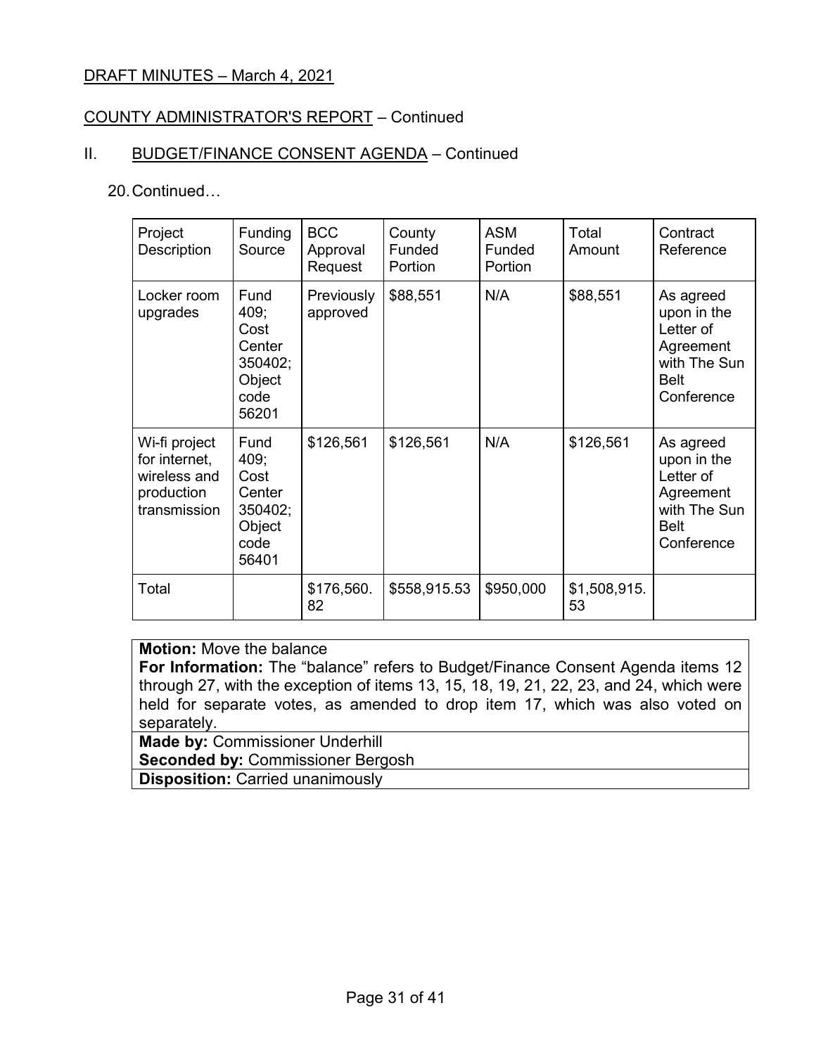DRAFT MINUTES – March 4, 2021

COUNTY ADMINISTRATOR'S REPORT – Continued

II. BUDGET/FINANCE CONSENT AGENDA – Continued

20. Continued…

| Project Description | Funding Source | BCC Approval Request | County Funded Portion | ASM Funded Portion | Total Amount | Contract Reference |
|---|---|---|---|---|---|---|
| Locker room upgrades | Fund 409; Cost Center 350402; Object code 56201 | Previously approved | $88,551 | N/A | $88,551 | As agreed upon in the Letter of Agreement with The Sun Belt Conference |
| Wi-fi project for internet, wireless and production transmission | Fund 409; Cost Center 350402; Object code 56401 | $126,561 | $126,561 | N/A | $126,561 | As agreed upon in the Letter of Agreement with The Sun Belt Conference |
| Total | | $176,560.82 | $558,915.53 | $950,000 | $1,508,915.53 | |

**Motion:** Move the balance
**For Information:** The "balance" refers to Budget/Finance Consent Agenda items 12 through 27, with the exception of items 13, 15, 18, 19, 21, 22, 23, and 24, which were held for separate votes, as amended to drop item 17, which was also voted on separately.
**Made by:** Commissioner Underhill
**Seconded by:** Commissioner Bergosh
**Disposition:** Carried unanimously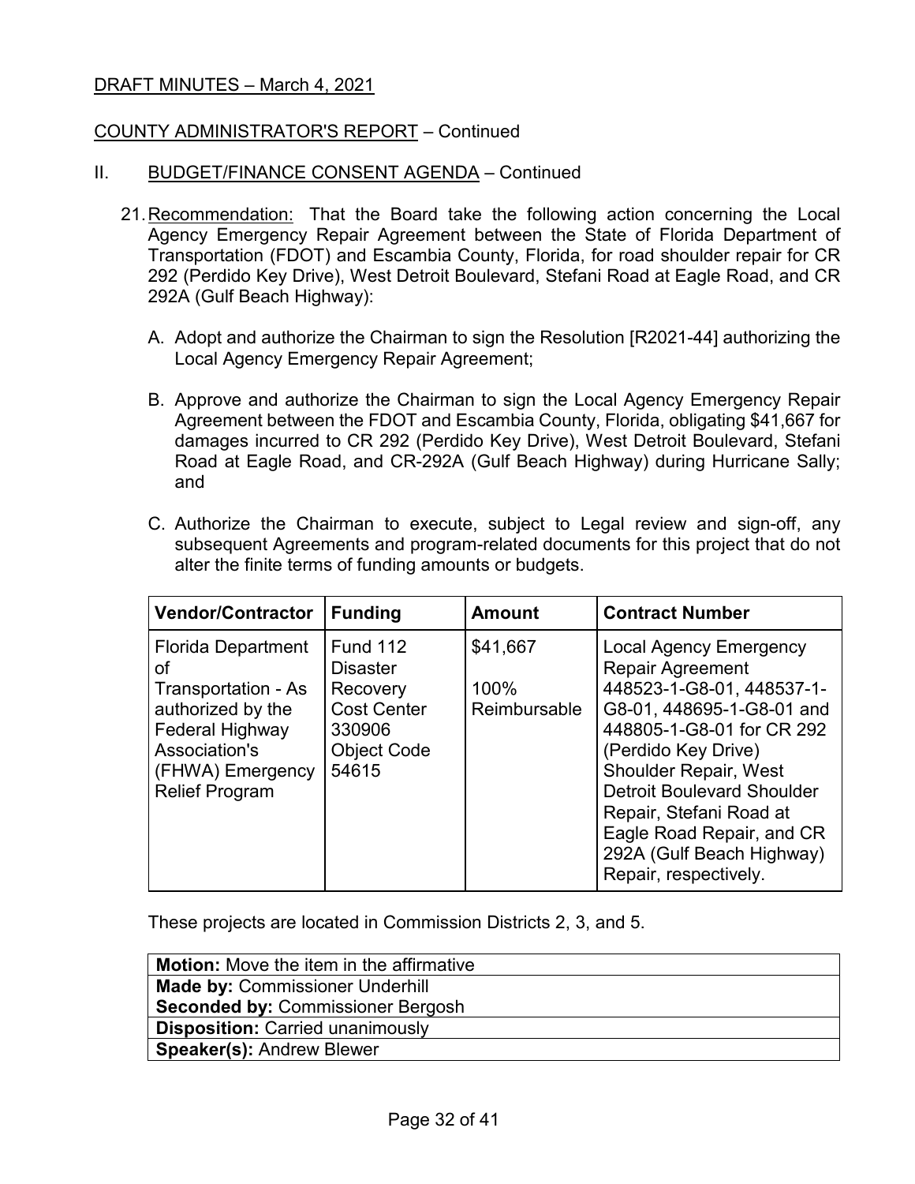DRAFT MINUTES – March 4, 2021

COUNTY ADMINISTRATOR'S REPORT – Continued

II. BUDGET/FINANCE CONSENT AGENDA – Continued

21. Recommendation: That the Board take the following action concerning the Local Agency Emergency Repair Agreement between the State of Florida Department of Transportation (FDOT) and Escambia County, Florida, for road shoulder repair for CR 292 (Perdido Key Drive), West Detroit Boulevard, Stefani Road at Eagle Road, and CR 292A (Gulf Beach Highway):

    A. Adopt and authorize the Chairman to sign the Resolution [R2021-44] authorizing the Local Agency Emergency Repair Agreement;

    B. Approve and authorize the Chairman to sign the Local Agency Emergency Repair Agreement between the FDOT and Escambia County, Florida, obligating $41,667 for damages incurred to CR 292 (Perdido Key Drive), West Detroit Boulevard, Stefani Road at Eagle Road, and CR-292A (Gulf Beach Highway) during Hurricane Sally; and

    C. Authorize the Chairman to execute, subject to Legal review and sign-off, any subsequent Agreements and program-related documents for this project that do not alter the finite terms of funding amounts or budgets.

| Vendor/Contractor | Funding | Amount | Contract Number |
| --- | --- | --- | --- |
| Florida Department of Transportation - As authorized by the Federal Highway Association's (FHWA) Emergency Relief Program | Fund 112 Disaster Recovery Cost Center 330906 Object Code 54615 | $41,667<br>100% Reimbursable | Local Agency Emergency Repair Agreement 448523-1-G8-01, 448537-1-G8-01, 448695-1-G8-01 and 448805-1-G8-01 for CR 292 (Perdido Key Drive) Shoulder Repair, West Detroit Boulevard Shoulder Repair, Stefani Road at Eagle Road Repair, and CR 292A (Gulf Beach Highway) Repair, respectively. |

These projects are located in Commission Districts 2, 3, and 5.

| **Motion:** Move the item in the affirmative |
| --- |
| **Made by:** Commissioner Underhill<br>**Seconded by:** Commissioner Bergosh |
| **Disposition:** Carried unanimously |
| **Speaker(s):** Andrew Blewer |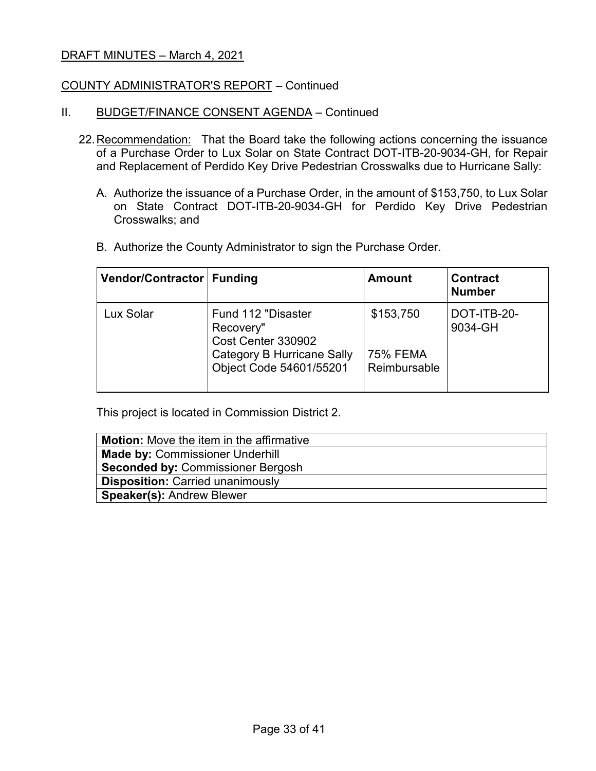DRAFT MINUTES – March 4, 2021

COUNTY ADMINISTRATOR'S REPORT – Continued

II. BUDGET/FINANCE CONSENT AGENDA – Continued

22. Recommendation: That the Board take the following actions concerning the issuance of a Purchase Order to Lux Solar on State Contract DOT-ITB-20-9034-GH, for Repair and Replacement of Perdido Key Drive Pedestrian Crosswalks due to Hurricane Sally:

    A. Authorize the issuance of a Purchase Order, in the amount of $153,750, to Lux Solar on State Contract DOT-ITB-20-9034-GH for Perdido Key Drive Pedestrian Crosswalks; and

    B. Authorize the County Administrator to sign the Purchase Order.

| Vendor/Contractor | Funding | Amount | Contract Number |
|---|---|---|---|
| Lux Solar | Fund 112 "Disaster Recovery"<br>Cost Center 330902<br>Category B Hurricane Sally<br>Object Code 54601/55201 | $153,750<br><br>75% FEMA Reimbursable | DOT-ITB-20-9034-GH |

This project is located in Commission District 2.

| **Motion:** Move the item in the affirmative |
|---|
| **Made by:** Commissioner Underhill<br>**Seconded by:** Commissioner Bergosh |
| **Disposition:** Carried unanimously |
| **Speaker(s):** Andrew Blewer |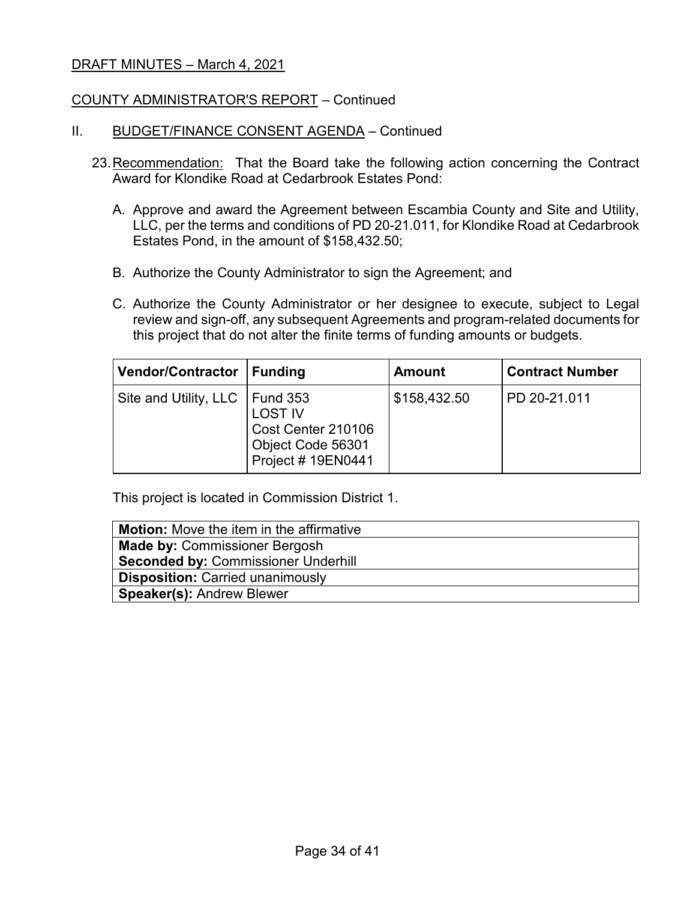DRAFT MINUTES – March 4, 2021

COUNTY ADMINISTRATOR'S REPORT – Continued

II. BUDGET/FINANCE CONSENT AGENDA – Continued

23. Recommendation: That the Board take the following action concerning the Contract Award for Klondike Road at Cedarbrook Estates Pond:

    A. Approve and award the Agreement between Escambia County and Site and Utility, LLC, per the terms and conditions of PD 20-21.011, for Klondike Road at Cedarbrook Estates Pond, in the amount of $158,432.50;

    B. Authorize the County Administrator to sign the Agreement; and

    C. Authorize the County Administrator or her designee to execute, subject to Legal review and sign-off, any subsequent Agreements and program-related documents for this project that do not alter the finite terms of funding amounts or budgets.

| Vendor/Contractor | Funding | Amount | Contract Number |
|---|---|---|---|
| Site and Utility, LLC | Fund 353<br>LOST IV<br>Cost Center 210106<br>Object Code 56301<br>Project # 19EN0441 | $158,432.50 | PD 20-21.011 |

This project is located in Commission District 1.

| **Motion:** Move the item in the affirmative |
|---|
| **Made by:** Commissioner Bergosh<br>**Seconded by:** Commissioner Underhill |
| **Disposition:** Carried unanimously |
| **Speaker(s):** Andrew Blewer |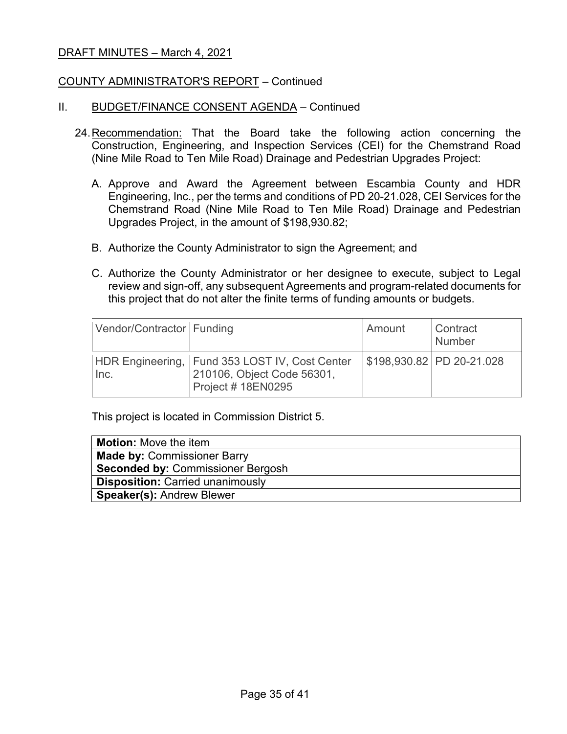DRAFT MINUTES – March 4, 2021

COUNTY ADMINISTRATOR'S REPORT – Continued

II. BUDGET/FINANCE CONSENT AGENDA – Continued

24. Recommendation: That the Board take the following action concerning the Construction, Engineering, and Inspection Services (CEI) for the Chemstrand Road (Nine Mile Road to Ten Mile Road) Drainage and Pedestrian Upgrades Project:

    A. Approve and Award the Agreement between Escambia County and HDR Engineering, Inc., per the terms and conditions of PD 20-21.028, CEI Services for the Chemstrand Road (Nine Mile Road to Ten Mile Road) Drainage and Pedestrian Upgrades Project, in the amount of $198,930.82;

    B. Authorize the County Administrator to sign the Agreement; and

    C. Authorize the County Administrator or her designee to execute, subject to Legal review and sign-off, any subsequent Agreements and program-related documents for this project that do not alter the finite terms of funding amounts or budgets.

| Vendor/Contractor | Funding | Amount | Contract Number |
|---|---|---|---|
| HDR Engineering, Inc. | Fund 353 LOST IV, Cost Center 210106, Object Code 56301, Project # 18EN0295 | $198,930.82 | PD 20-21.028 |

This project is located in Commission District 5.

| **Motion:** Move the item |
|---|
| **Made by:** Commissioner Barry<br>**Seconded by:** Commissioner Bergosh |
| **Disposition:** Carried unanimously |
| **Speaker(s):** Andrew Blewer |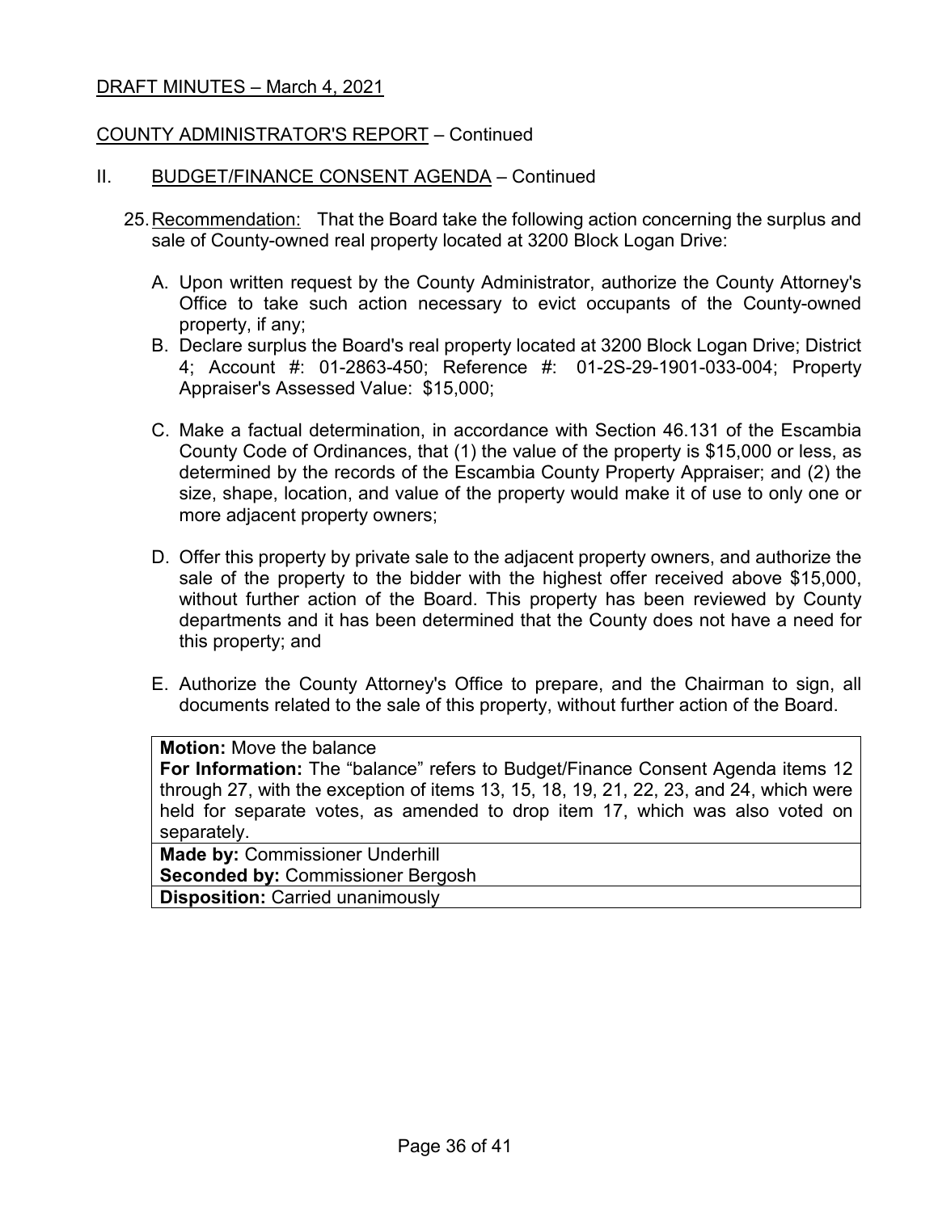DRAFT MINUTES – March 4, 2021

COUNTY ADMINISTRATOR'S REPORT – Continued

II. BUDGET/FINANCE CONSENT AGENDA – Continued

25. Recommendation: That the Board take the following action concerning the surplus and sale of County-owned real property located at 3200 Block Logan Drive:

   A. Upon written request by the County Administrator, authorize the County Attorney's Office to take such action necessary to evict occupants of the County-owned property, if any;

   B. Declare surplus the Board's real property located at 3200 Block Logan Drive; District 4; Account #: 01-2863-450; Reference #: 01-2S-29-1901-033-004; Property Appraiser's Assessed Value: $15,000;

   C. Make a factual determination, in accordance with Section 46.131 of the Escambia County Code of Ordinances, that (1) the value of the property is $15,000 or less, as determined by the records of the Escambia County Property Appraiser; and (2) the size, shape, location, and value of the property would make it of use to only one or more adjacent property owners;

   D. Offer this property by private sale to the adjacent property owners, and authorize the sale of the property to the bidder with the highest offer received above $15,000, without further action of the Board. This property has been reviewed by County departments and it has been determined that the County does not have a need for this property; and

   E. Authorize the County Attorney's Office to prepare, and the Chairman to sign, all documents related to the sale of this property, without further action of the Board.

| |
|---|
| **Motion:** Move the balance<br>**For Information:** The "balance" refers to Budget/Finance Consent Agenda items 12 through 27, with the exception of items 13, 15, 18, 19, 21, 22, 23, and 24, which were held for separate votes, as amended to drop item 17, which was also voted on separately. |
| **Made by:** Commissioner Underhill<br>**Seconded by:** Commissioner Bergosh |
| **Disposition:** Carried unanimously |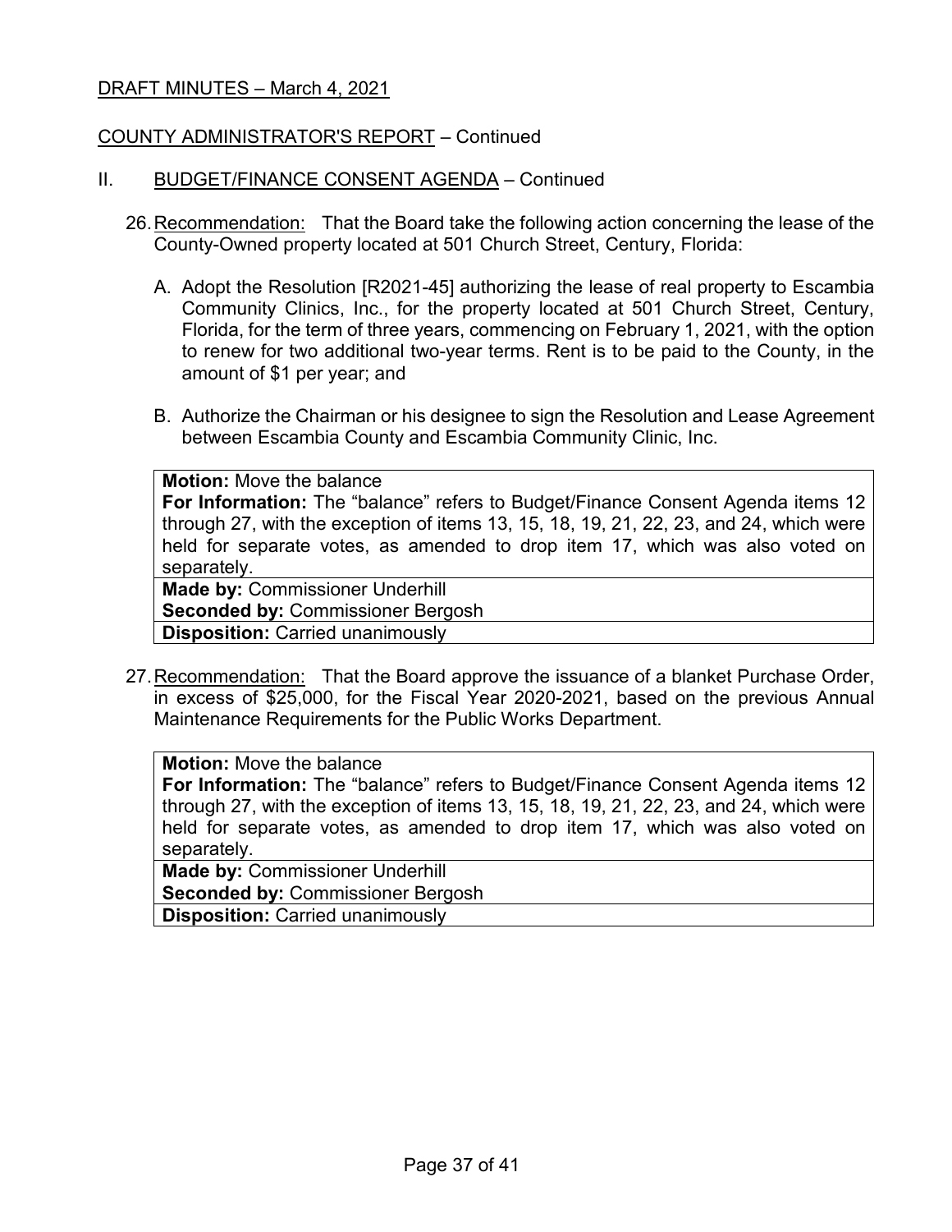DRAFT MINUTES – March 4, 2021

COUNTY ADMINISTRATOR'S REPORT – Continued

II. BUDGET/FINANCE CONSENT AGENDA – Continued

26. Recommendation: That the Board take the following action concerning the lease of the County-Owned property located at 501 Church Street, Century, Florida:

    A. Adopt the Resolution [R2021-45] authorizing the lease of real property to Escambia Community Clinics, Inc., for the property located at 501 Church Street, Century, Florida, for the term of three years, commencing on February 1, 2021, with the option to renew for two additional two-year terms. Rent is to be paid to the County, in the amount of $1 per year; and

    B. Authorize the Chairman or his designee to sign the Resolution and Lease Agreement between Escambia County and Escambia Community Clinic, Inc.

| **Motion:** Move the balance<br>**For Information:** The "balance" refers to Budget/Finance Consent Agenda items 12 through 27, with the exception of items 13, 15, 18, 19, 21, 22, 23, and 24, which were held for separate votes, as amended to drop item 17, which was also voted on separately. |
|---|
| **Made by:** Commissioner Underhill<br>**Seconded by:** Commissioner Bergosh |
| **Disposition:** Carried unanimously |

27. Recommendation: That the Board approve the issuance of a blanket Purchase Order, in excess of $25,000, for the Fiscal Year 2020-2021, based on the previous Annual Maintenance Requirements for the Public Works Department.

| **Motion:** Move the balance<br>**For Information:** The "balance" refers to Budget/Finance Consent Agenda items 12 through 27, with the exception of items 13, 15, 18, 19, 21, 22, 23, and 24, which were held for separate votes, as amended to drop item 17, which was also voted on separately. |
|---|
| **Made by:** Commissioner Underhill<br>**Seconded by:** Commissioner Bergosh |
| **Disposition:** Carried unanimously |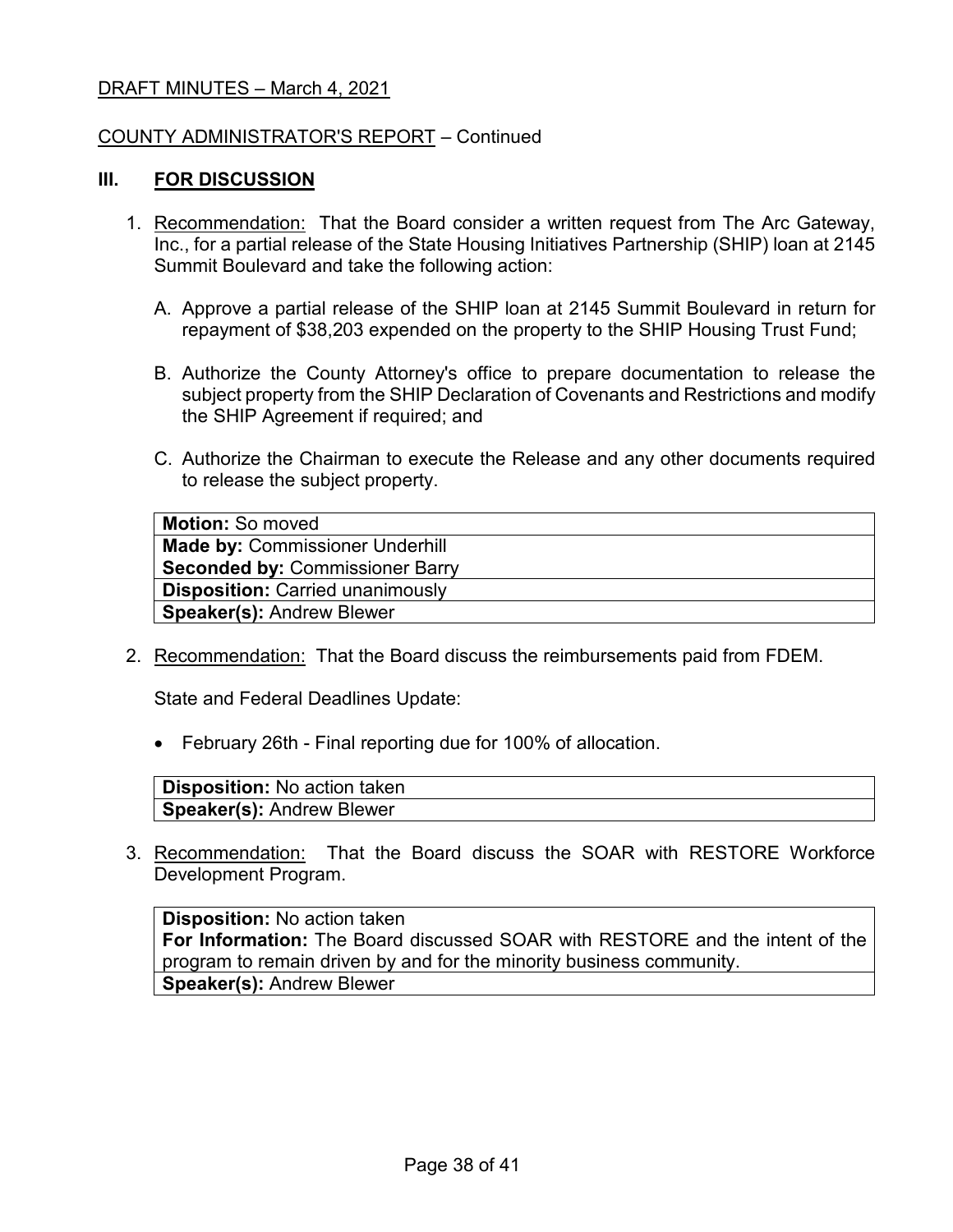DRAFT MINUTES – March 4, 2021

COUNTY ADMINISTRATOR'S REPORT – Continued

## III. FOR DISCUSSION

1. Recommendation: That the Board consider a written request from The Arc Gateway, Inc., for a partial release of the State Housing Initiatives Partnership (SHIP) loan at 2145 Summit Boulevard and take the following action:

   A. Approve a partial release of the SHIP loan at 2145 Summit Boulevard in return for repayment of $38,203 expended on the property to the SHIP Housing Trust Fund;

   B. Authorize the County Attorney's office to prepare documentation to release the subject property from the SHIP Declaration of Covenants and Restrictions and modify the SHIP Agreement if required; and

   C. Authorize the Chairman to execute the Release and any other documents required to release the subject property.

   | |
   |---|
   | **Motion:** So moved |
   | **Made by:** Commissioner Underhill<br>**Seconded by:** Commissioner Barry |
   | **Disposition:** Carried unanimously |
   | **Speaker(s):** Andrew Blewer |

2. Recommendation: That the Board discuss the reimbursements paid from FDEM.

   State and Federal Deadlines Update:

   - February 26th - Final reporting due for 100% of allocation.

   | |
   |---|
   | **Disposition:** No action taken |
   | **Speaker(s):** Andrew Blewer |

3. Recommendation: That the Board discuss the SOAR with RESTORE Workforce Development Program.

   | |
   |---|
   | **Disposition:** No action taken<br>**For Information:** The Board discussed SOAR with RESTORE and the intent of the program to remain driven by and for the minority business community. |
   | **Speaker(s):** Andrew Blewer |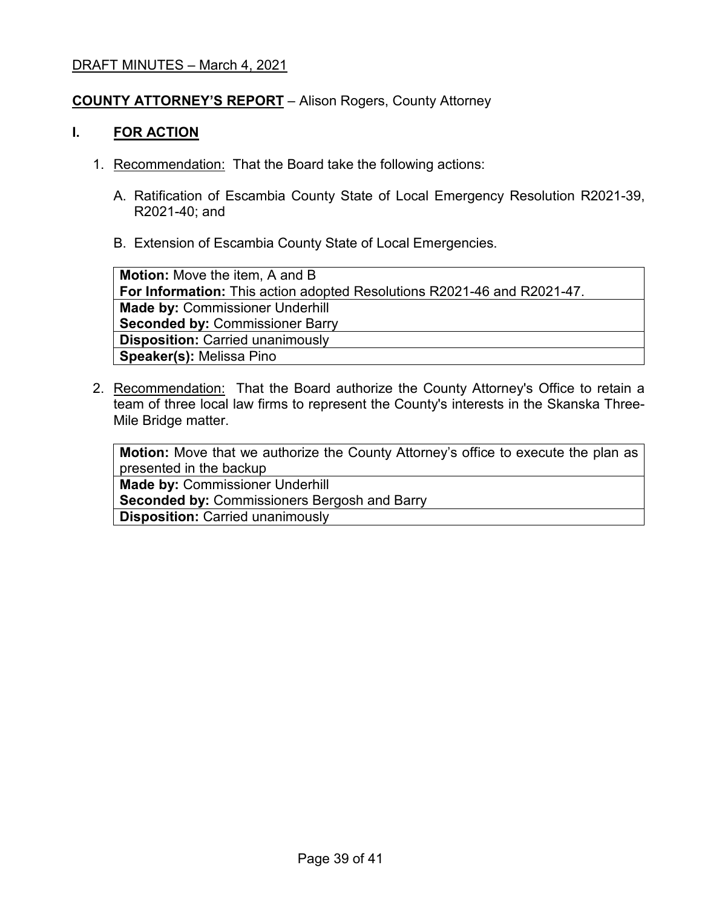DRAFT MINUTES – March 4, 2021

## COUNTY ATTORNEY'S REPORT – Alison Rogers, County Attorney

### I. FOR ACTION

1. Recommendation: That the Board take the following actions:

   A. Ratification of Escambia County State of Local Emergency Resolution R2021-39, R2021-40; and

   B. Extension of Escambia County State of Local Emergencies.

| **Motion:** Move the item, A and B<br>**For Information:** This action adopted Resolutions R2021-46 and R2021-47. |
|---|
| **Made by:** Commissioner Underhill<br>**Seconded by:** Commissioner Barry |
| **Disposition:** Carried unanimously |
| **Speaker(s):** Melissa Pino |

2. Recommendation: That the Board authorize the County Attorney's Office to retain a team of three local law firms to represent the County's interests in the Skanska Three-Mile Bridge matter.

| **Motion:** Move that we authorize the County Attorney's office to execute the plan as presented in the backup |
|---|
| **Made by:** Commissioner Underhill<br>**Seconded by:** Commissioners Bergosh and Barry |
| **Disposition:** Carried unanimously |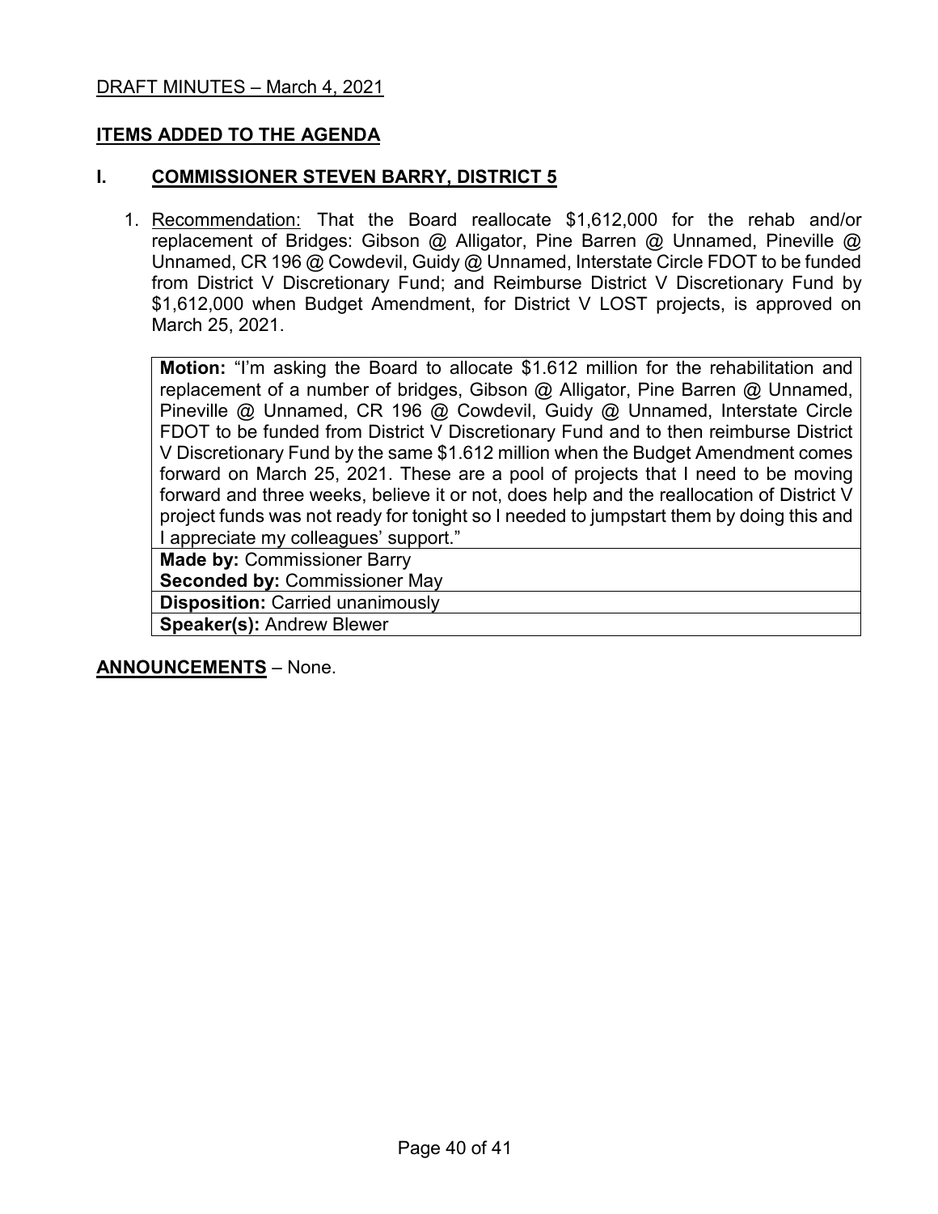DRAFT MINUTES – March 4, 2021

## ITEMS ADDED TO THE AGENDA

### I. COMMISSIONER STEVEN BARRY, DISTRICT 5

1. Recommendation: That the Board reallocate $1,612,000 for the rehab and/or replacement of Bridges: Gibson @ Alligator, Pine Barren @ Unnamed, Pineville @ Unnamed, CR 196 @ Cowdevil, Guidy @ Unnamed, Interstate Circle FDOT to be funded from District V Discretionary Fund; and Reimburse District V Discretionary Fund by $1,612,000 when Budget Amendment, for District V LOST projects, is approved on March 25, 2021.

| |
|---|
| **Motion:** "I'm asking the Board to allocate $1.612 million for the rehabilitation and replacement of a number of bridges, Gibson @ Alligator, Pine Barren @ Unnamed, Pineville @ Unnamed, CR 196 @ Cowdevil, Guidy @ Unnamed, Interstate Circle FDOT to be funded from District V Discretionary Fund and to then reimburse District V Discretionary Fund by the same $1.612 million when the Budget Amendment comes forward on March 25, 2021. These are a pool of projects that I need to be moving forward and three weeks, believe it or not, does help and the reallocation of District V project funds was not ready for tonight so I needed to jumpstart them by doing this and I appreciate my colleagues' support." |
| **Made by:** Commissioner Barry<br>**Seconded by:** Commissioner May |
| **Disposition:** Carried unanimously |
| **Speaker(s):** Andrew Blewer |

**ANNOUNCEMENTS** – None.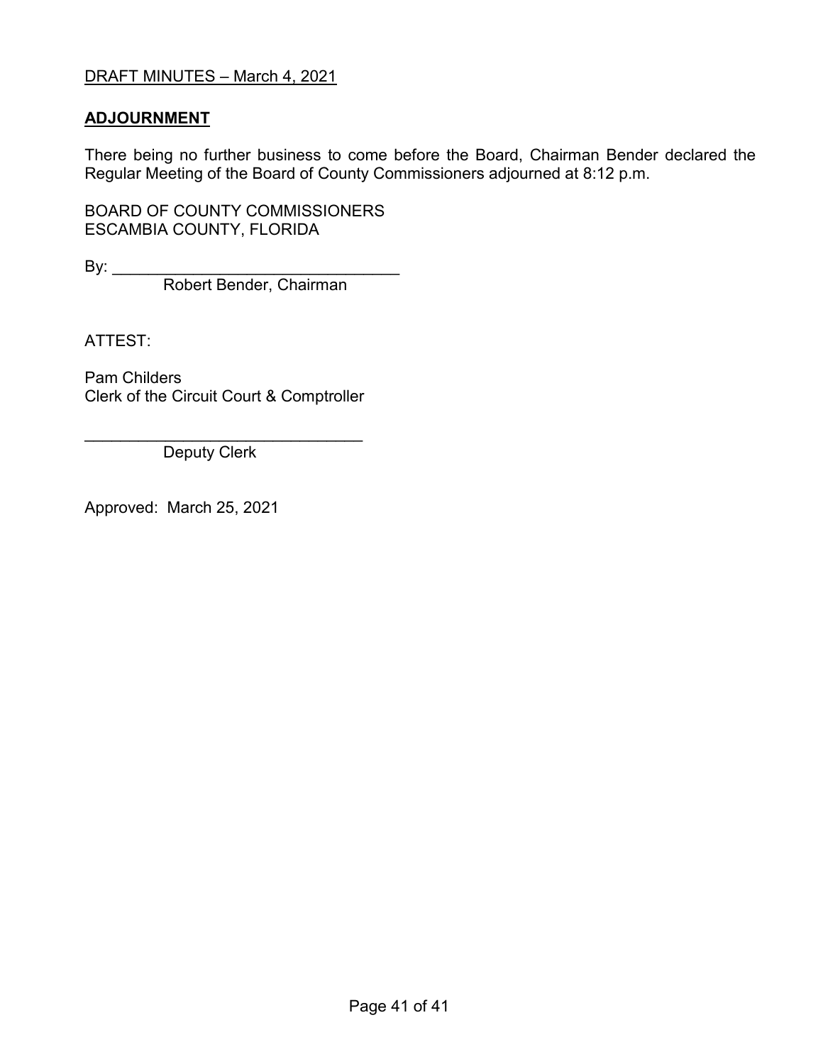DRAFT MINUTES – March 4, 2021

## ADJOURNMENT

There being no further business to come before the Board, Chairman Bender declared the Regular Meeting of the Board of County Commissioners adjourned at 8:12 p.m.

BOARD OF COUNTY COMMISSIONERS
ESCAMBIA COUNTY, FLORIDA

By: _________________________________
Robert Bender, Chairman

ATTEST:

Pam Childers
Clerk of the Circuit Court & Comptroller

________________________________
Deputy Clerk

Approved: March 25, 2021